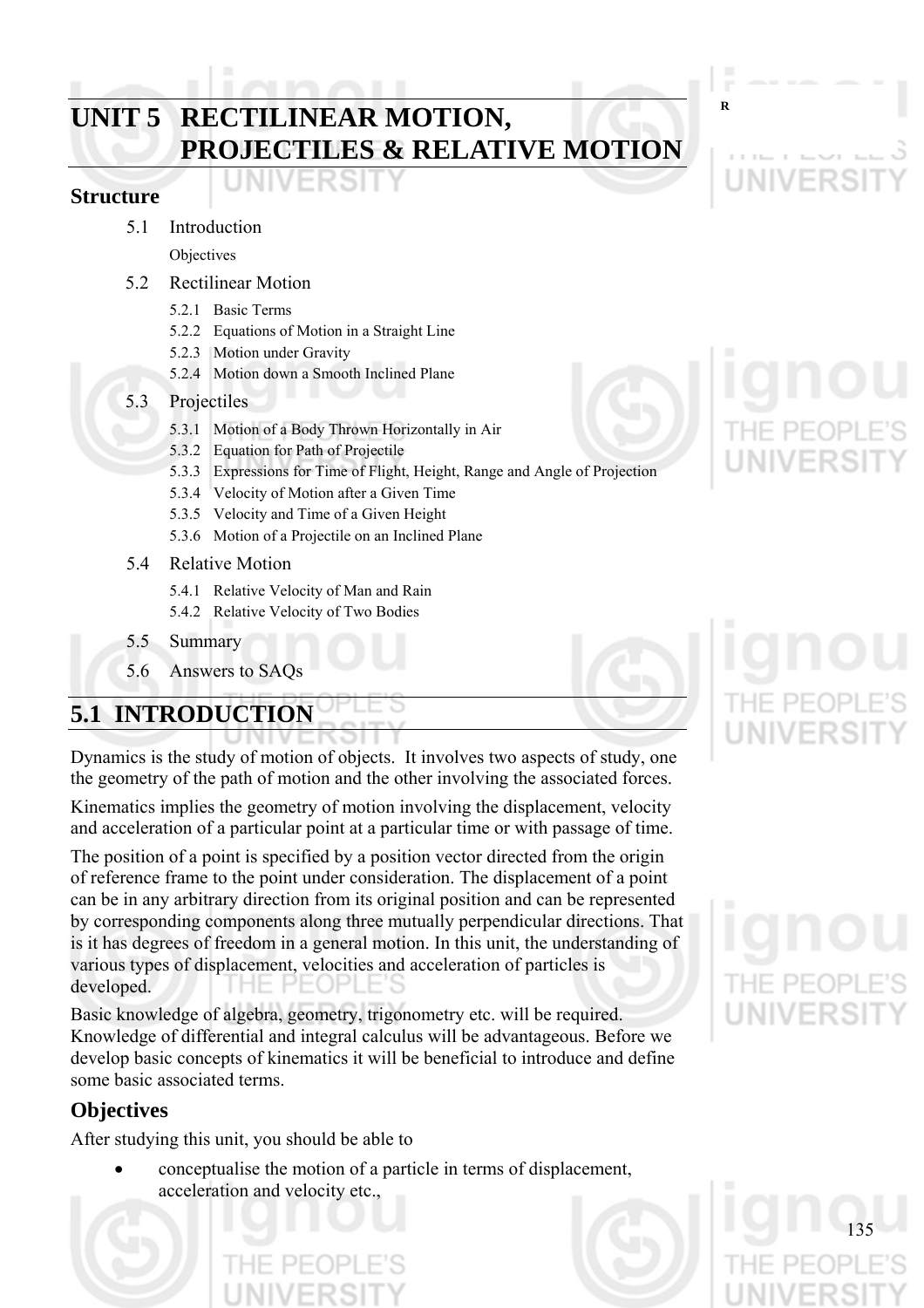# UNIT 5 RECTILINEAR MOTION, PROJECTILES & RELATIVE MOTION

## Structure

- 5.1 Introduction
  - Objectives
- 5.2 Rectilinear Motion
  - 5.2.1 Basic Terms
  - 5.2.2 Equations of Motion in a Straight Line
  - 5.2.3 Motion under Gravity
  - 5.2.4 Motion down a Smooth Inclined Plane
- 5.3 Projectiles
  - 5.3.1 Motion of a Body Thrown Horizontally in Air
  - 5.3.2 Equation for Path of Projectile
  - 5.3.3 Expressions for Time of Flight, Height, Range and Angle of Projection
  - 5.3.4 Velocity of Motion after a Given Time
  - 5.3.5 Velocity and Time of a Given Height
  - 5.3.6 Motion of a Projectile on an Inclined Plane
- 5.4 Relative Motion
  - 5.4.1 Relative Velocity of Man and Rain
  - 5.4.2 Relative Velocity of Two Bodies
- 5.5 Summary
- 5.6 Answers to SAQs

## 5.1 INTRODUCTION

Dynamics is the study of motion of objects. It involves two aspects of study, one the geometry of the path of motion and the other involving the associated forces.

Kinematics implies the geometry of motion involving the displacement, velocity and acceleration of a particular point at a particular time or with passage of time.

The position of a point is specified by a position vector directed from the origin of reference frame to the point under consideration. The displacement of a point can be in any arbitrary direction from its original position and can be represented by corresponding components along three mutually perpendicular directions. That is it has degrees of freedom in a general motion. In this unit, the understanding of various types of displacement, velocities and acceleration of particles is developed.

Basic knowledge of algebra, geometry, trigonometry etc. will be required. Knowledge of differential and integral calculus will be advantageous. Before we develop basic concepts of kinematics it will be beneficial to introduce and define some basic associated terms.

### Objectives

After studying this unit, you should be able to

- conceptualise the motion of a particle in terms of displacement, acceleration and velocity etc.,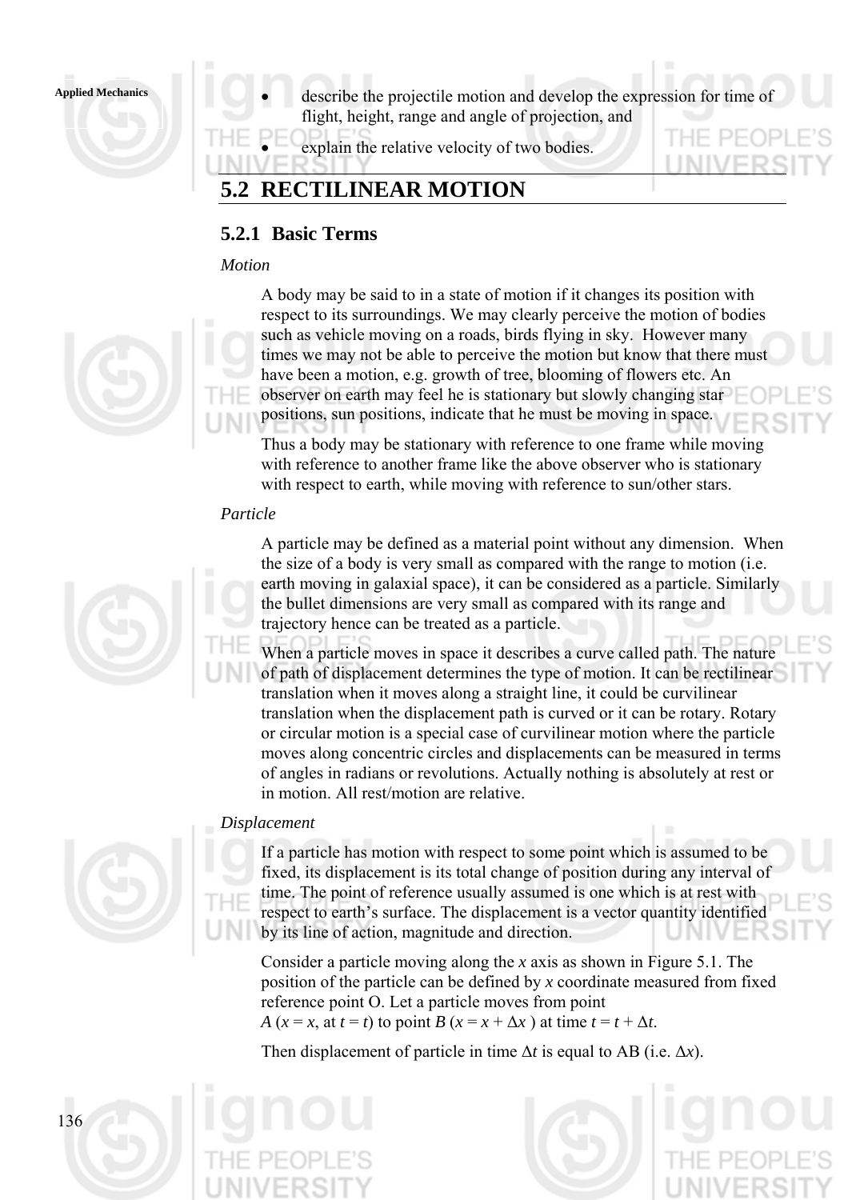- describe the projectile motion and develop the expression for time of flight, height, range and angle of projection, and
- explain the relative velocity of two bodies.

## 5.2 RECTILINEAR MOTION

### 5.2.1 Basic Terms

*Motion*

A body may be said to in a state of motion if it changes its position with respect to its surroundings. We may clearly perceive the motion of bodies such as vehicle moving on a roads, birds flying in sky. However many times we may not be able to perceive the motion but know that there must have been a motion, e.g. growth of tree, blooming of flowers etc. An observer on earth may feel he is stationary but slowly changing star positions, sun positions, indicate that he must be moving in space.

Thus a body may be stationary with reference to one frame while moving with reference to another frame like the above observer who is stationary with respect to earth, while moving with reference to sun/other stars.

*Particle*

A particle may be defined as a material point without any dimension. When the size of a body is very small as compared with the range to motion (i.e. earth moving in galaxial space), it can be considered as a particle. Similarly the bullet dimensions are very small as compared with its range and trajectory hence can be treated as a particle.

When a particle moves in space it describes a curve called path. The nature of path of displacement determines the type of motion. It can be rectilinear translation when it moves along a straight line, it could be curvilinear translation when the displacement path is curved or it can be rotary. Rotary or circular motion is a special case of curvilinear motion where the particle moves along concentric circles and displacements can be measured in terms of angles in radians or revolutions. Actually nothing is absolutely at rest or in motion. All rest/motion are relative.

*Displacement*

If a particle has motion with respect to some point which is assumed to be fixed, its displacement is its total change of position during any interval of time. The point of reference usually assumed is one which is at rest with respect to earth's surface. The displacement is a vector quantity identified by its line of action, magnitude and direction.

Consider a particle moving along the $x$ axis as shown in Figure 5.1. The position of the particle can be defined by $x$ coordinate measured from fixed reference point O. Let a particle moves from point $A$ ($x = x$, at $t = t$) to point $B$ ($x = x + \Delta x$ ) at time $t = t + \Delta t$.

Then displacement of particle in time $\Delta t$ is equal to AB (i.e. $\Delta x$).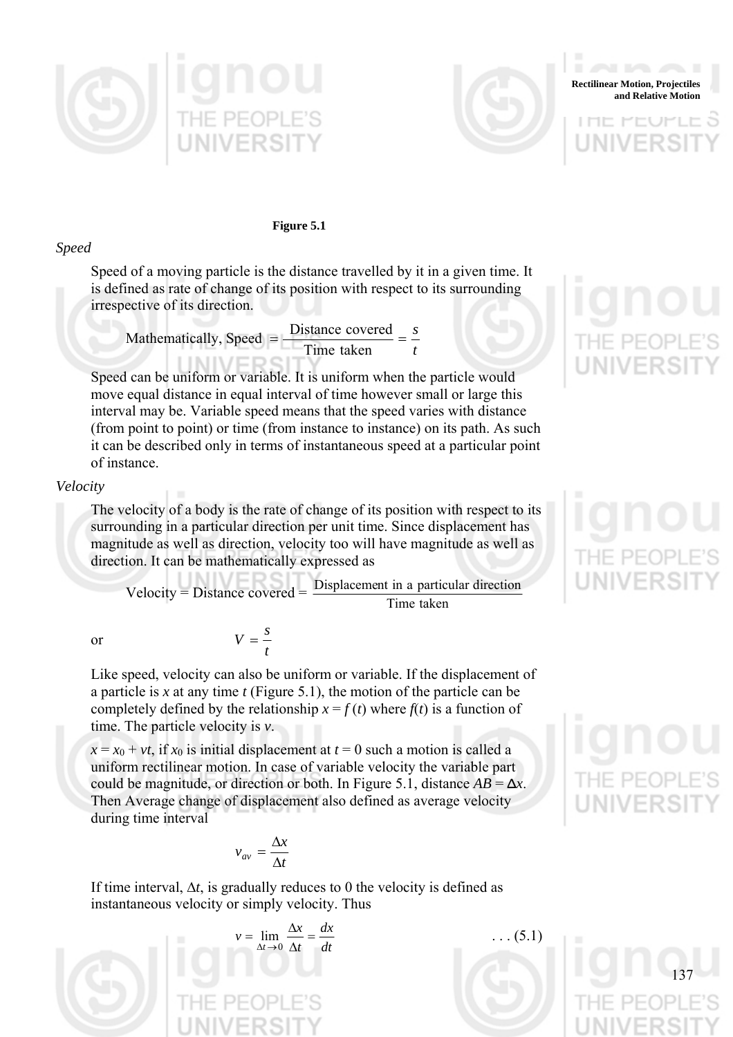**Figure 5.1**

*Speed*

Speed of a moving particle is the distance travelled by it in a given time. It is defined as rate of change of its position with respect to its surrounding irrespective of its direction.

$$\text{Mathematically, Speed } = \frac{\text{Distance covered}}{\text{Time taken}} = \frac{s}{t}$$

Speed can be uniform or variable. It is uniform when the particle would move equal distance in equal interval of time however small or large this interval may be. Variable speed means that the speed varies with distance (from point to point) or time (from instance to instance) on its path. As such it can be described only in terms of instantaneous speed at a particular point of instance.

*Velocity*

The velocity of a body is the rate of change of its position with respect to its surrounding in a particular direction per unit time. Since displacement has magnitude as well as direction, velocity too will have magnitude as well as direction. It can be mathematically expressed as

$$\text{Velocity} = \text{Distance covered} = \frac{\text{Displacement in a particular direction}}{\text{Time taken}}$$

or $$V = \frac{s}{t}$$

Like speed, velocity can also be uniform or variable. If the displacement of a particle is $x$ at any time $t$ (Figure 5.1), the motion of the particle can be completely defined by the relationship $x = f(t)$ where $f(t)$ is a function of time. The particle velocity is $v$.

$x = x_0 + vt$, if $x_0$ is initial displacement at $t = 0$ such a motion is called a uniform rectilinear motion. In case of variable velocity the variable part could be magnitude, or direction or both. In Figure 5.1, distance $AB = \Delta x$. Then Average change of displacement also defined as average velocity during time interval

$$v_{av} = \frac{\Delta x}{\Delta t}$$

If time interval, $\Delta t$, is gradually reduces to 0 the velocity is defined as instantaneous velocity or simply velocity. Thus

$$v = \lim_{\Delta t \to 0} \frac{\Delta x}{\Delta t} = \frac{dx}{dt} \qquad \text{. . . (5.1)}$$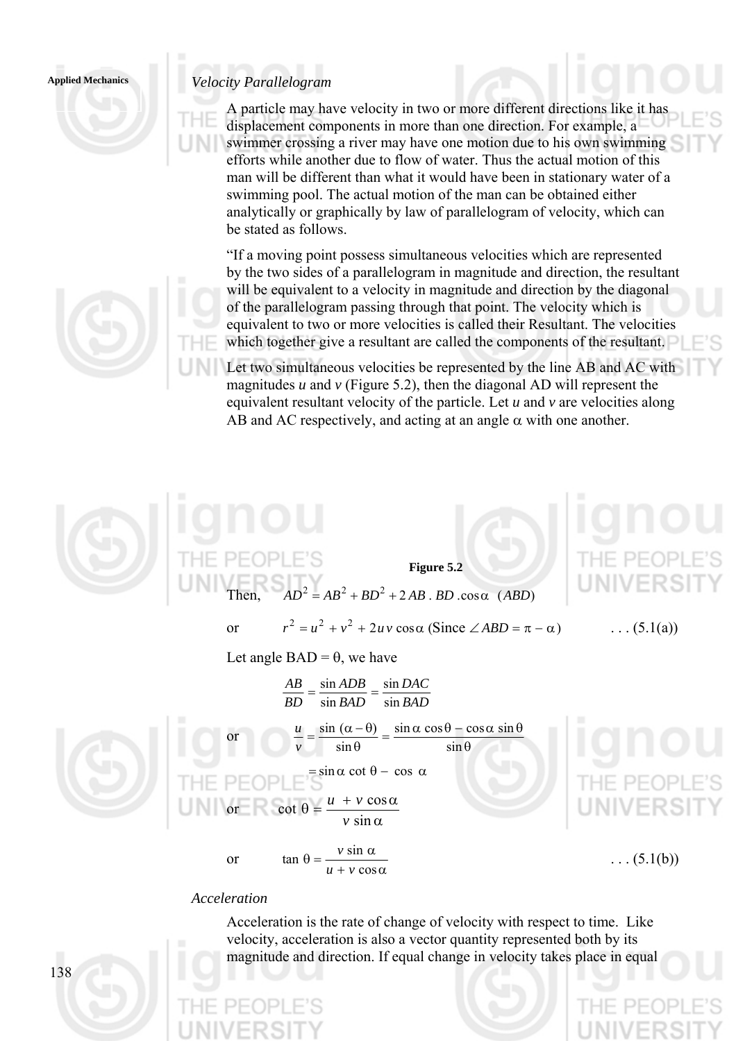*Velocity Parallelogram*

A particle may have velocity in two or more different directions like it has displacement components in more than one direction. For example, a swimmer crossing a river may have one motion due to his own swimming efforts while another due to flow of water. Thus the actual motion of this man will be different than what it would have been in stationary water of a swimming pool. The actual motion of the man can be obtained either analytically or graphically by law of parallelogram of velocity, which can be stated as follows.

"If a moving point possess simultaneous velocities which are represented by the two sides of a parallelogram in magnitude and direction, the resultant will be equivalent to a velocity in magnitude and direction by the diagonal of the parallelogram passing through that point. The velocity which is equivalent to two or more velocities is called their Resultant. The velocities which together give a resultant are called the components of the resultant.

Let two simultaneous velocities be represented by the line AB and AC with magnitudes $u$ and $v$ (Figure 5.2), then the diagonal AD will represent the equivalent resultant velocity of the particle. Let $u$ and $v$ are velocities along AB and AC respectively, and acting at an angle $\alpha$ with one another.

**Figure 5.2**

Then, $\quad AD^2 = AB^2 + BD^2 + 2\, AB \,.\, BD \,.\cos\alpha \quad (ABD)$

or $$r^2 = u^2 + v^2 + 2uv\cos\alpha \text{ (Since } \angle ABD = \pi - \alpha) \qquad \ldots (5.1(a))$$

Let angle BAD = $\theta$, we have

$$\frac{AB}{BD} = \frac{\sin ADB}{\sin BAD} = \frac{\sin DAC}{\sin BAD}$$

or $$\frac{u}{v} = \frac{\sin(\alpha - \theta)}{\sin\theta} = \frac{\sin\alpha\cos\theta - \cos\alpha\sin\theta}{\sin\theta}$$

$$= \sin\alpha\cot\theta - \cos\alpha$$

or $$\cot\theta = \frac{u + v\cos\alpha}{v\sin\alpha}$$

or $$\tan\theta = \frac{v\sin\alpha}{u + v\cos\alpha} \qquad \ldots (5.1(b))$$

*Acceleration*

Acceleration is the rate of change of velocity with respect to time. Like velocity, acceleration is also a vector quantity represented both by its magnitude and direction. If equal change in velocity takes place in equal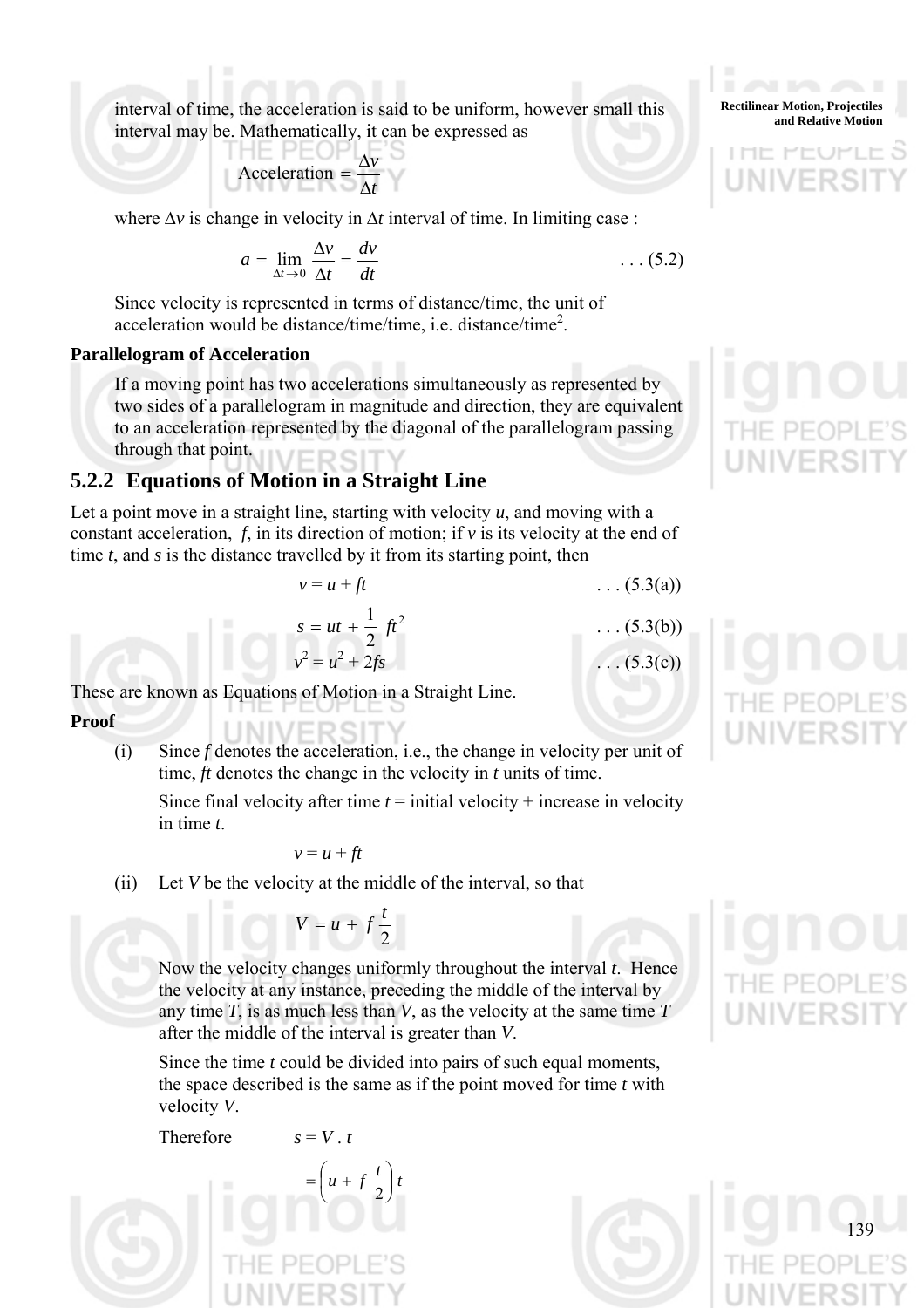interval of time, the acceleration is said to be uniform, however small this interval may be. Mathematically, it can be expressed as

$$\text{Acceleration} = \frac{\Delta v}{\Delta t}$$

where $\Delta v$ is change in velocity in $\Delta t$ interval of time. In limiting case :

$$a = \lim_{\Delta t \to 0} \frac{\Delta v}{\Delta t} = \frac{dv}{dt} \qquad \ldots (5.2)$$

Since velocity is represented in terms of distance/time, the unit of acceleration would be distance/time/time, i.e. distance/time$^2$.

**Parallelogram of Acceleration**

If a moving point has two accelerations simultaneously as represented by two sides of a parallelogram in magnitude and direction, they are equivalent to an acceleration represented by the diagonal of the parallelogram passing through that point.

## 5.2.2 Equations of Motion in a Straight Line

Let a point move in a straight line, starting with velocity $u$, and moving with a constant acceleration, $f$, in its direction of motion; if $v$ is its velocity at the end of time $t$, and $s$ is the distance travelled by it from its starting point, then

$$v = u + ft \qquad \ldots (5.3(a))$$

$$s = ut + \frac{1}{2} ft^2 \qquad \ldots (5.3(b))$$

$$v^2 = u^2 + 2fs \qquad \ldots (5.3(c))$$

These are known as Equations of Motion in a Straight Line.

**Proof**

(i) Since $f$ denotes the acceleration, i.e., the change in velocity per unit of time, $ft$ denotes the change in the velocity in $t$ units of time.

Since final velocity after time $t$ = initial velocity + increase in velocity in time $t$.

$$v = u + ft$$

(ii) Let $V$ be the velocity at the middle of the interval, so that

$$V = u + f\frac{t}{2}$$

Now the velocity changes uniformly throughout the interval $t$. Hence the velocity at any instance, preceding the middle of the interval by any time $T$, is as much less than $V$, as the velocity at the same time $T$ after the middle of the interval is greater than $V$.

Since the time $t$ could be divided into pairs of such equal moments, the space described is the same as if the point moved for time $t$ with velocity $V$.

Therefore $\qquad s = V \, . \, t$

$$= \left(u + f\,\frac{t}{2}\right) t$$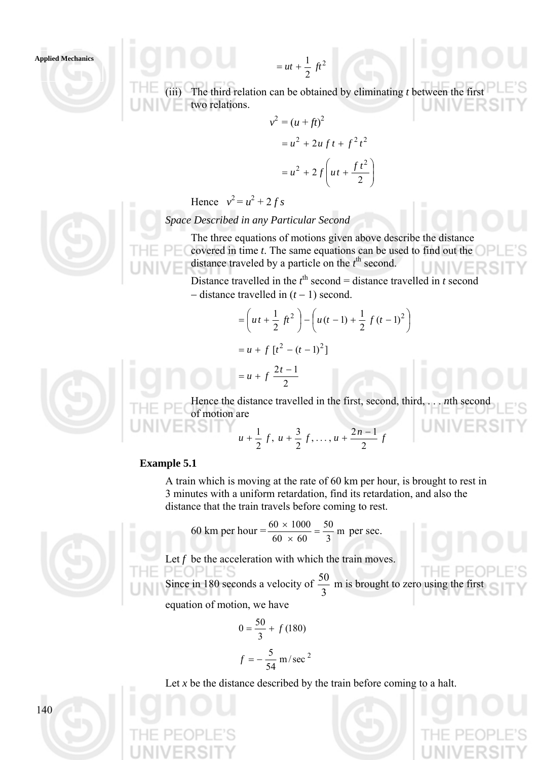$$= ut + \frac{1}{2}\ ft^2$$

(iii) The third relation can be obtained by eliminating *t* between the first two relations.

$$v^2 = (u + ft)^2$$

$$= u^2 + 2u\ f\ t + f^2\ t^2$$

$$= u^2 + 2\ f \left( u\ t + \frac{f\ t^2}{2} \right)$$

Hence $v^2 = u^2 + 2\ f\ s$

*Space Described in any Particular Second*

The three equations of motions given above describe the distance covered in time *t*. The same equations can be used to find out the distance traveled by a particle on the $t^{\text{th}}$ second.

Distance travelled in the $t^{\text{th}}$ second = distance travelled in *t* second − distance travelled in $(t - 1)$ second.

$$= \left( u\,t + \frac{1}{2}\ ft^2 \right) - \left( u\,(t-1) + \frac{1}{2}\ f\,(t-1)^2 \right)$$

$$= u + f\ [t^2 - (t-1)^2]$$

$$= u + f\ \frac{2t-1}{2}$$

Hence the distance travelled in the first, second, third, . . . *n*th second of motion are

$$u + \frac{1}{2}\ f,\ u + \frac{3}{2}\ f, \ldots, u + \frac{2n-1}{2}\ f$$

**Example 5.1**

A train which is moving at the rate of 60 km per hour, is brought to rest in 3 minutes with a uniform retardation, find its retardation, and also the distance that the train travels before coming to rest.

$$60 \text{ km per hour} = \frac{60 \times 1000}{60 \times 60} = \frac{50}{3} \text{ m per sec.}$$

Let $f$ be the acceleration with which the train moves.

Since in 180 seconds a velocity of $\frac{50}{3}$ m is brought to zero using the first equation of motion, we have

$$0 = \frac{50}{3} + f\,(180)$$

$$f = -\frac{5}{54}\ \text{m/sec}^2$$

Let *x* be the distance described by the train before coming to a halt.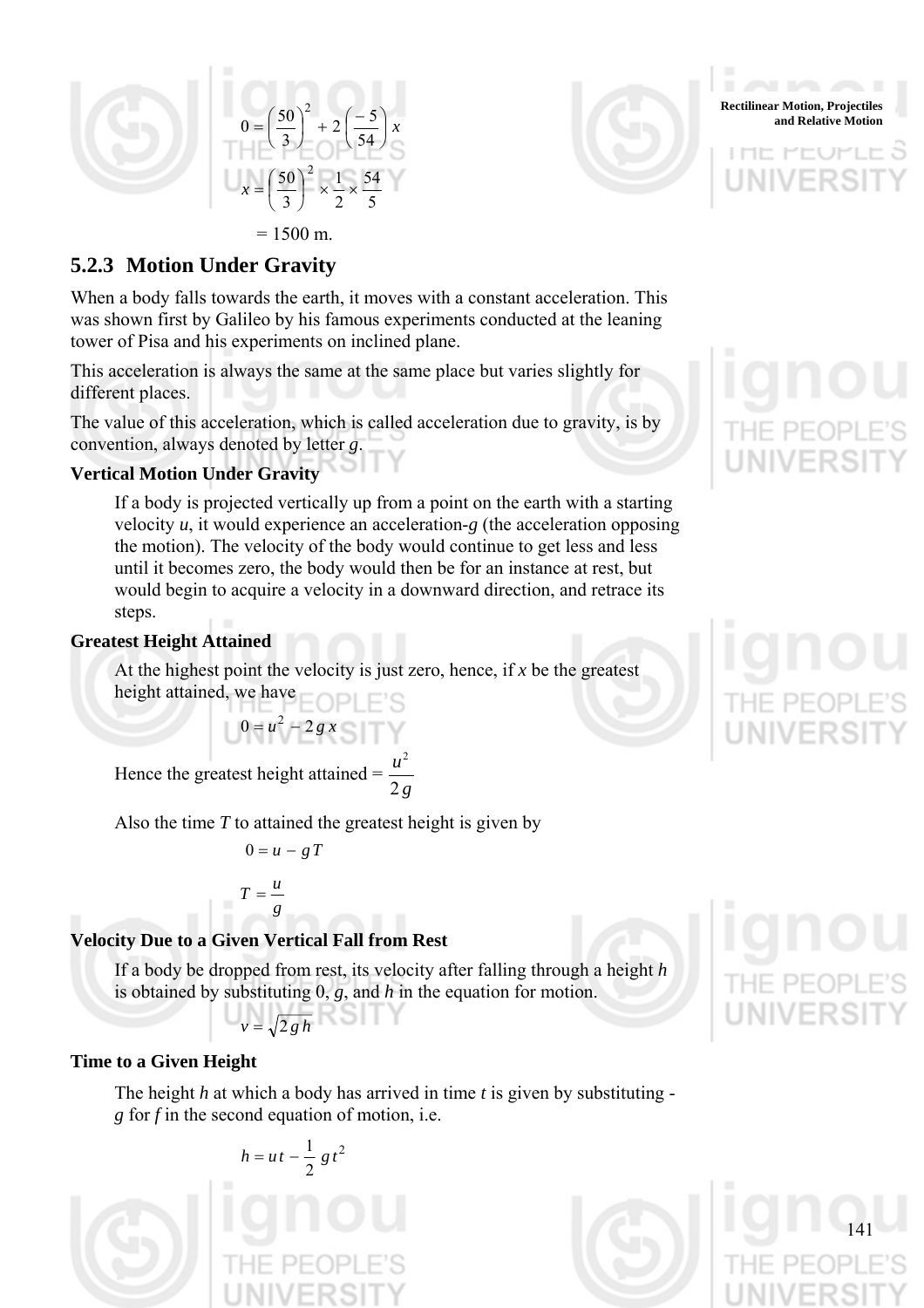$$0 = \left(\frac{50}{3}\right)^2 + 2\left(\frac{-5}{54}\right)x$$

$$x = \left(\frac{50}{3}\right)^2 \times \frac{1}{2} \times \frac{54}{5}$$

$$= 1500 \text{ m.}$$

### 5.2.3 Motion Under Gravity

When a body falls towards the earth, it moves with a constant acceleration. This was shown first by Galileo by his famous experiments conducted at the leaning tower of Pisa and his experiments on inclined plane.

This acceleration is always the same at the same place but varies slightly for different places.

The value of this acceleration, which is called acceleration due to gravity, is by convention, always denoted by letter *g*.

**Vertical Motion Under Gravity**

If a body is projected vertically up from a point on the earth with a starting velocity *u*, it would experience an acceleration-*g* (the acceleration opposing the motion). The velocity of the body would continue to get less and less until it becomes zero, the body would then be for an instance at rest, but would begin to acquire a velocity in a downward direction, and retrace its steps.

**Greatest Height Attained**

At the highest point the velocity is just zero, hence, if *x* be the greatest height attained, we have

$$0 = u^2 - 2gx$$

Hence the greatest height attained $= \dfrac{u^2}{2g}$

Also the time *T* to attained the greatest height is given by

$$0 = u - gT$$

$$T = \frac{u}{g}$$

**Velocity Due to a Given Vertical Fall from Rest**

If a body be dropped from rest, its velocity after falling through a height *h* is obtained by substituting 0, *g*, and *h* in the equation for motion.

$$v = \sqrt{2gh}$$

**Time to a Given Height**

The height *h* at which a body has arrived in time *t* is given by substituting -*g* for *f* in the second equation of motion, i.e.

$$h = ut - \frac{1}{2}gt^2$$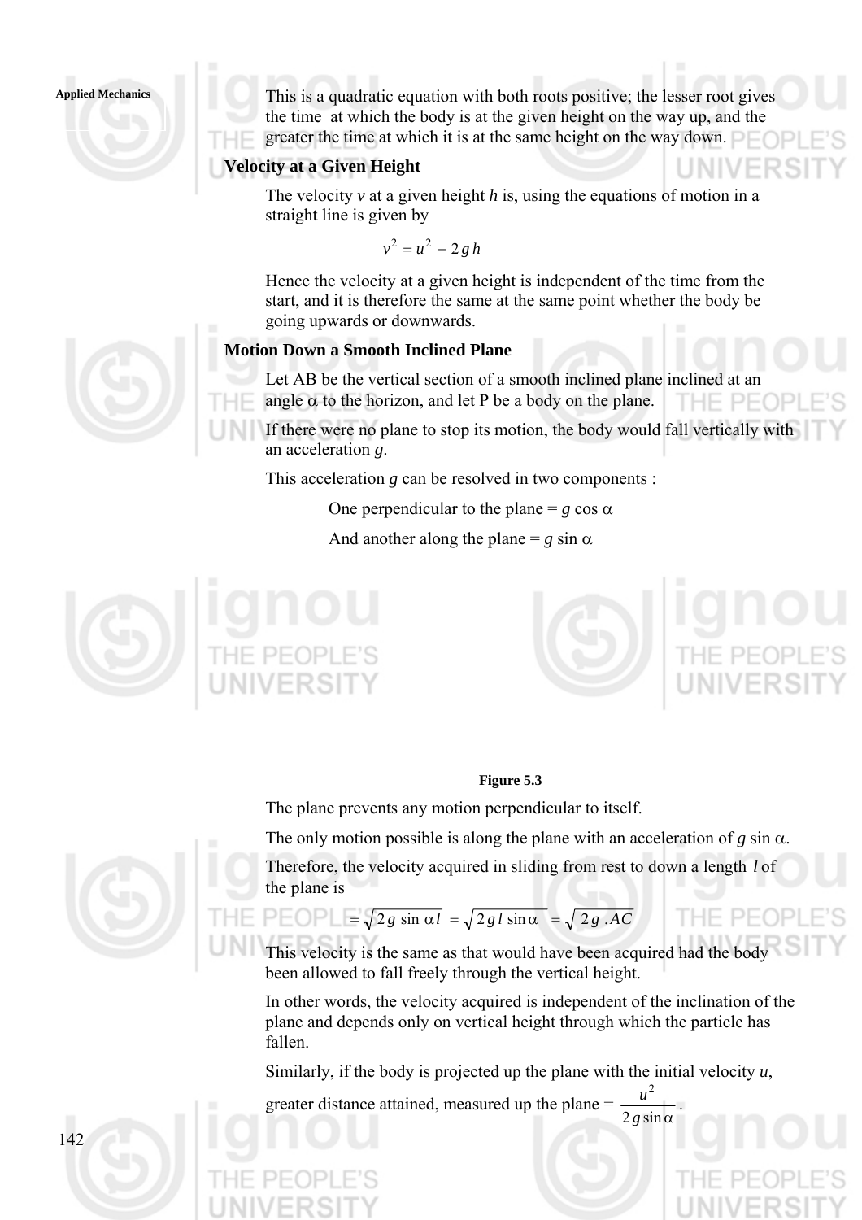This is a quadratic equation with both roots positive; the lesser root gives the time at which the body is at the given height on the way up, and the greater the time at which it is at the same height on the way down.

### Velocity at a Given Height

The velocity $v$ at a given height $h$ is, using the equations of motion in a straight line is given by

$$v^2 = u^2 - 2gh$$

Hence the velocity at a given height is independent of the time from the start, and it is therefore the same at the same point whether the body be going upwards or downwards.

### Motion Down a Smooth Inclined Plane

Let AB be the vertical section of a smooth inclined plane inclined at an angle $\alpha$ to the horizon, and let P be a body on the plane.

If there were no plane to stop its motion, the body would fall vertically with an acceleration $g$.

This acceleration $g$ can be resolved in two components :

One perpendicular to the plane = $g \cos \alpha$

And another along the plane = $g \sin \alpha$

**Figure 5.3**

The plane prevents any motion perpendicular to itself.

The only motion possible is along the plane with an acceleration of $g \sin \alpha$.

Therefore, the velocity acquired in sliding from rest to down a length $l$ of the plane is

$$= \sqrt{2g \sin \alpha l} = \sqrt{2gl \sin \alpha} = \sqrt{2g \cdot AC}$$

This velocity is the same as that would have been acquired had the body been allowed to fall freely through the vertical height.

In other words, the velocity acquired is independent of the inclination of the plane and depends only on vertical height through which the particle has fallen.

Similarly, if the body is projected up the plane with the initial velocity $u$, greater distance attained, measured up the plane = $\dfrac{u^2}{2g \sin \alpha}$.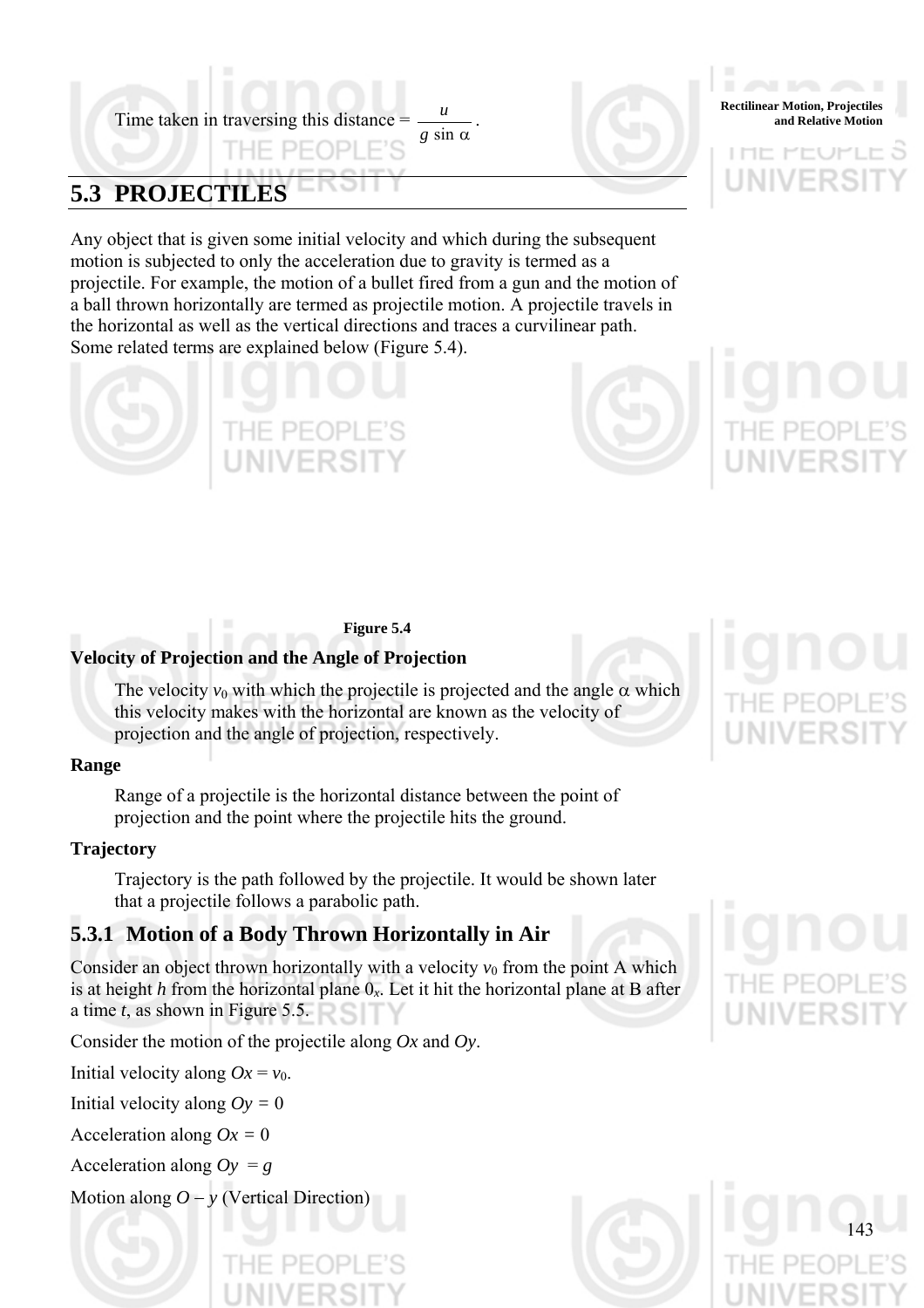Time taken in traversing this distance = $\dfrac{u}{g \sin \alpha}$.

## 5.3 PROJECTILES

Any object that is given some initial velocity and which during the subsequent motion is subjected to only the acceleration due to gravity is termed as a projectile. For example, the motion of a bullet fired from a gun and the motion of a ball thrown horizontally are termed as projectile motion. A projectile travels in the horizontal as well as the vertical directions and traces a curvilinear path. Some related terms are explained below (Figure 5.4).

**Figure 5.4**

**Velocity of Projection and the Angle of Projection**

The velocity $v_0$ with which the projectile is projected and the angle $\alpha$ which this velocity makes with the horizontal are known as the velocity of projection and the angle of projection, respectively.

**Range**

Range of a projectile is the horizontal distance between the point of projection and the point where the projectile hits the ground.

**Trajectory**

Trajectory is the path followed by the projectile. It would be shown later that a projectile follows a parabolic path.

### 5.3.1 Motion of a Body Thrown Horizontally in Air

Consider an object thrown horizontally with a velocity $v_0$ from the point A which is at height $h$ from the horizontal plane $0_x$. Let it hit the horizontal plane at B after a time $t$, as shown in Figure 5.5.

Consider the motion of the projectile along $Ox$ and $Oy$.

Initial velocity along $Ox = v_0$.

Initial velocity along $Oy = 0$

Acceleration along $Ox = 0$

Acceleration along $Oy = g$

Motion along $O - y$ (Vertical Direction)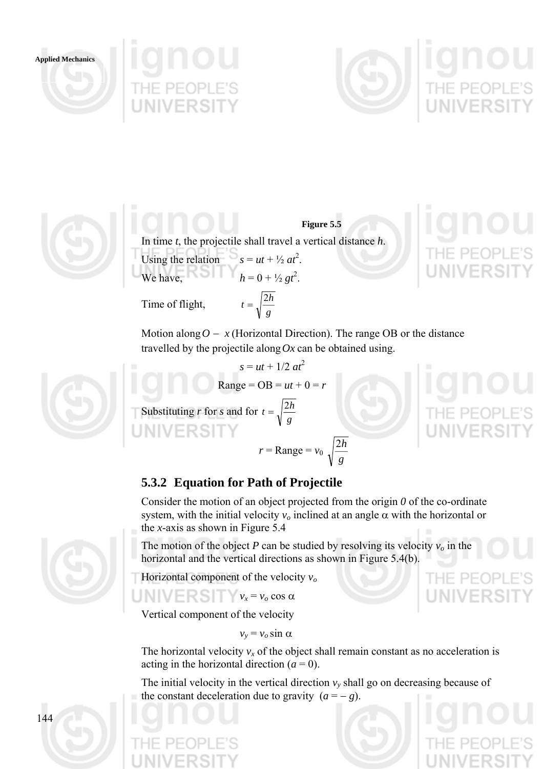**Figure 5.5**

In time $t$, the projectile shall travel a vertical distance $h$.

Using the relation $s = ut + \frac{1}{2} at^2$.

We have, $h = 0 + \frac{1}{2} gt^2$.

Time of flight, $t = \sqrt{\frac{2h}{g}}$

Motion along $O - x$ (Horizontal Direction). The range OB or the distance travelled by the projectile along $Ox$ can be obtained using.

$$s = ut + 1/2\, at^2$$

$$\text{Range} = OB = ut + 0 = r$$

Substituting $r$ for $s$ and for $t = \sqrt{\frac{2h}{g}}$

$$r = \text{Range} = v_0 \sqrt{\frac{2h}{g}}$$

### 5.3.2 Equation for Path of Projectile

Consider the motion of an object projected from the origin $0$ of the co-ordinate system, with the initial velocity $v_o$ inclined at an angle $\alpha$ with the horizontal or the $x$-axis as shown in Figure 5.4

The motion of the object $P$ can be studied by resolving its velocity $v_o$ in the horizontal and the vertical directions as shown in Figure 5.4(b).

Horizontal component of the velocity $v_o$

$$v_x = v_o \cos \alpha$$

Vertical component of the velocity

$$v_y = v_o \sin \alpha$$

The horizontal velocity $v_x$ of the object shall remain constant as no acceleration is acting in the horizontal direction ($a = 0$).

The initial velocity in the vertical direction $v_y$ shall go on decreasing because of the constant deceleration due to gravity ($a = - g$).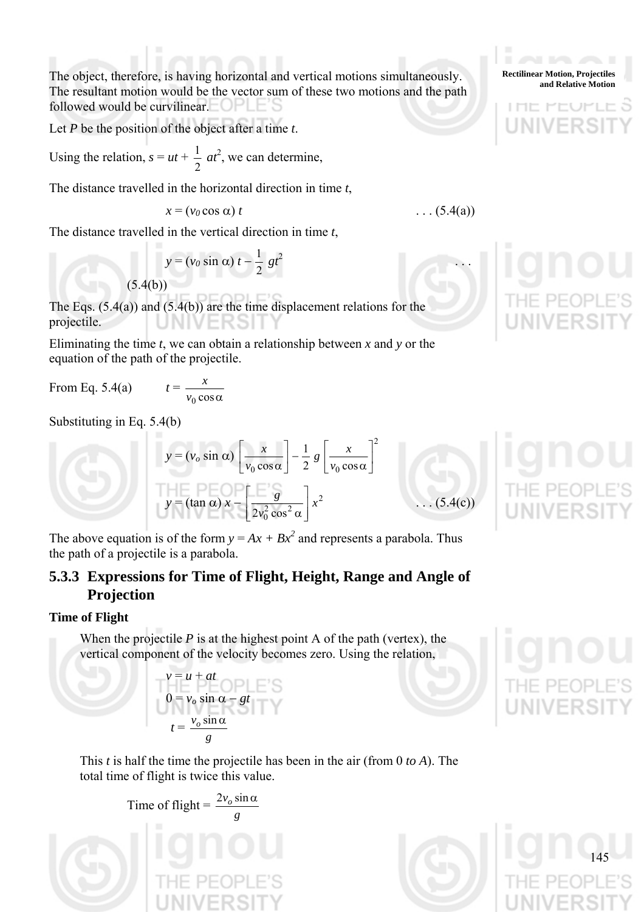The object, therefore, is having horizontal and vertical motions simultaneously. The resultant motion would be the vector sum of these two motions and the path followed would be curvilinear.

Let *P* be the position of the object after a time *t*.

Using the relation, $s = ut + \frac{1}{2} at^2$, we can determine,

The distance travelled in the horizontal direction in time *t*,

$$x = (v_0 \cos \alpha)\, t \qquad \ldots (5.4(a))$$

The distance travelled in the vertical direction in time *t*,

$$y = (v_0 \sin \alpha)\, t - \frac{1}{2} gt^2 \qquad \ldots (5.4(b))$$

The Eqs. (5.4(a)) and (5.4(b)) are the time displacement relations for the projectile.

Eliminating the time *t*, we can obtain a relationship between *x* and *y* or the equation of the path of the projectile.

From Eq. 5.4(a) $\qquad t = \dfrac{x}{v_0 \cos \alpha}$

Substituting in Eq. 5.4(b)

$$y = (v_o \sin \alpha) \left[ \frac{x}{v_0 \cos \alpha} \right] - \frac{1}{2} g \left[ \frac{x}{v_0 \cos \alpha} \right]^2$$

$$y = (\tan \alpha)\, x - \left[ \frac{g}{2 v_0^2 \cos^2 \alpha} \right] x^2 \qquad \ldots (5.4(c))$$

The above equation is of the form $y = Ax + Bx^2$ and represents a parabola. Thus the path of a projectile is a parabola.

### 5.3.3 Expressions for Time of Flight, Height, Range and Angle of Projection

**Time of Flight**

When the projectile *P* is at the highest point A of the path (vertex), the vertical component of the velocity becomes zero. Using the relation,

$$v = u + at$$

$$0 = v_o \sin \alpha - gt$$

$$t = \frac{v_o \sin \alpha}{g}$$

This *t* is half the time the projectile has been in the air (from 0 *to A*). The total time of flight is twice this value.

$$\text{Time of flight} = \frac{2 v_o \sin \alpha}{g}$$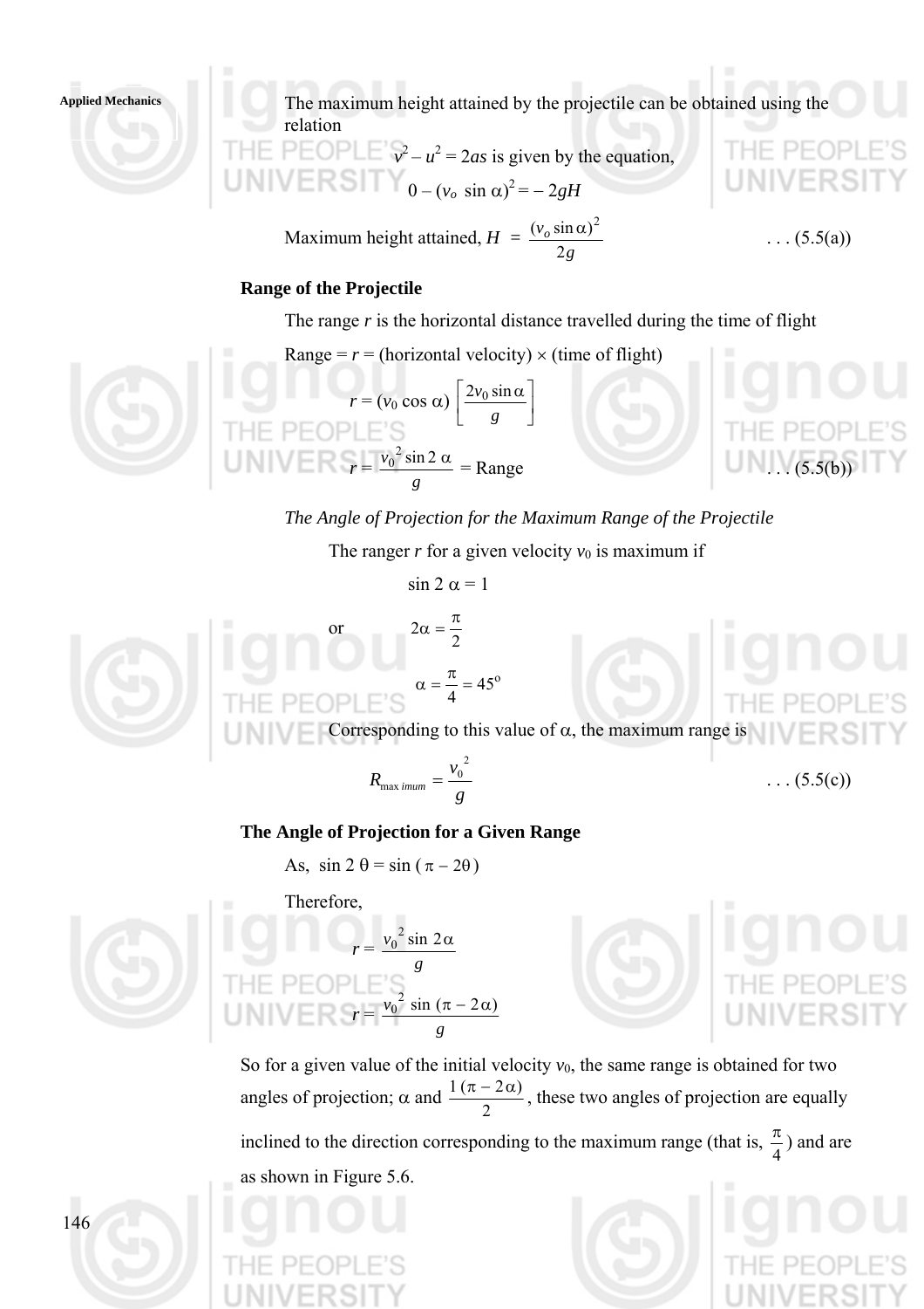The maximum height attained by the projectile can be obtained using the relation

$v^2 - u^2 = 2as$ is given by the equation,

$$0 - (v_o \sin \alpha)^2 = -2gH$$

$$\text{Maximum height attained, } H = \frac{(v_o \sin \alpha)^2}{2g} \qquad \ldots (5.5(a))$$

**Range of the Projectile**

The range $r$ is the horizontal distance travelled during the time of flight

Range = $r$ = (horizontal velocity) × (time of flight)

$$r = (v_0 \cos \alpha) \left[ \frac{2v_0 \sin \alpha}{g} \right]$$

$$r = \frac{v_0^2 \sin 2\alpha}{g} = \text{Range} \qquad \ldots (5.5(b))$$

*The Angle of Projection for the Maximum Range of the Projectile*

The ranger $r$ for a given velocity $v_0$ is maximum if

$$\sin 2\alpha = 1$$

or

$$2\alpha = \frac{\pi}{2}$$

$$\alpha = \frac{\pi}{4} = 45^\circ$$

Corresponding to this value of $\alpha$, the maximum range is

$$R_{\max imum} = \frac{v_0^2}{g} \qquad \ldots (5.5(c))$$

**The Angle of Projection for a Given Range**

As, $\sin 2\theta = \sin(\pi - 2\theta)$

Therefore,

$$r = \frac{v_0^2 \sin 2\alpha}{g}$$

$$r = \frac{v_0^2 \sin(\pi - 2\alpha)}{g}$$

So for a given value of the initial velocity $v_0$, the same range is obtained for two angles of projection; $\alpha$ and $\frac{1(\pi - 2\alpha)}{2}$, these two angles of projection are equally inclined to the direction corresponding to the maximum range (that is, $\frac{\pi}{4}$) and are as shown in Figure 5.6.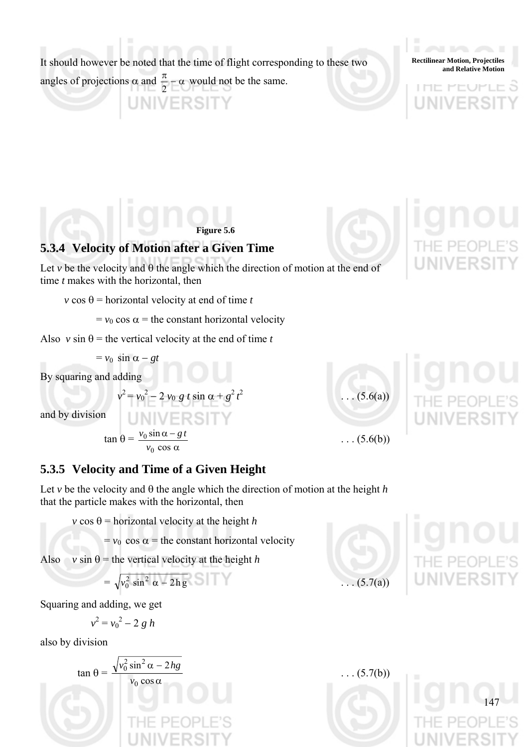It should however be noted that the time of flight corresponding to these two angles of projections $\alpha$ and $\frac{\pi}{2} - \alpha$ would not be the same.

**Figure 5.6**

### 5.3.4 Velocity of Motion after a Given Time

Let $v$ be the velocity and $\theta$ the angle which the direction of motion at the end of time $t$ makes with the horizontal, then

$v \cos \theta$ = horizontal velocity at end of time $t$

$= v_0 \cos \alpha$ = the constant horizontal velocity

Also $v \sin \theta$ = the vertical velocity at the end of time $t$

$= v_0 \sin \alpha - gt$

By squaring and adding

$$v^2 = v_0^2 - 2 v_0 g t \sin \alpha + g^2 t^2 \qquad \ldots (5.6(a))$$

and by division

$$\tan \theta = \frac{v_0 \sin \alpha - g t}{v_0 \cos \alpha} \qquad \ldots (5.6(b))$$

### 5.3.5 Velocity and Time of a Given Height

Let $v$ be the velocity and $\theta$ the angle which the direction of motion at the height $h$ that the particle makes with the horizontal, then

$v \cos \theta$ = horizontal velocity at the height $h$

$= v_0 \cos \alpha$ = the constant horizontal velocity

Also $v \sin \theta$ = the vertical velocity at the height $h$

$$= \sqrt{v_0^2 \sin^2 \alpha - 2 h g} \qquad \ldots (5.7(a))$$

Squaring and adding, we get

$$v^2 = v_0^2 - 2 g h$$

also by division

$$\tan \theta = \frac{\sqrt{v_0^2 \sin^2 \alpha - 2 hg}}{v_0 \cos \alpha} \qquad \ldots (5.7(b))$$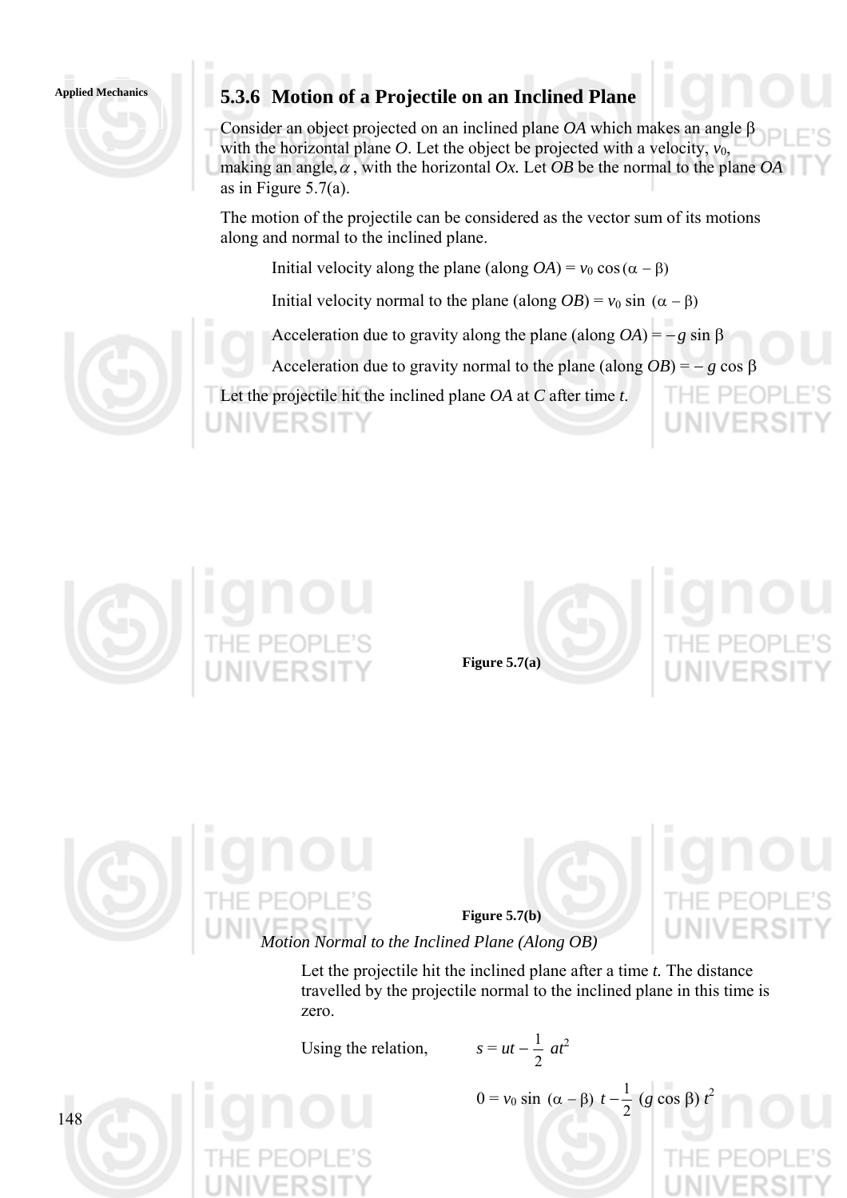### 5.3.6 Motion of a Projectile on an Inclined Plane

Consider an object projected on an inclined plane *OA* which makes an angle $\beta$ with the horizontal plane *O*. Let the object be projected with a velocity, $v_0$, making an angle, $\alpha$, with the horizontal *Ox*. Let *OB* be the normal to the plane *OA* as in Figure 5.7(a).

The motion of the projectile can be considered as the vector sum of its motions along and normal to the inclined plane.

Initial velocity along the plane (along *OA*) = $v_0 \cos(\alpha - \beta)$

Initial velocity normal to the plane (along *OB*) = $v_0 \sin(\alpha - \beta)$

Acceleration due to gravity along the plane (along *OA*) = $-g \sin \beta$

Acceleration due to gravity normal to the plane (along *OB*) = $-g \cos \beta$

Let the projectile hit the inclined plane *OA* at *C* after time *t*.

**Figure 5.7(a)**

**Figure 5.7(b)**

*Motion Normal to the Inclined Plane (Along OB)*

Let the projectile hit the inclined plane after a time *t.* The distance travelled by the projectile normal to the inclined plane in this time is zero.

Using the relation, $$s = ut - \frac{1}{2}\, at^2$$

$$0 = v_0 \sin(\alpha - \beta)\, t - \frac{1}{2}\, (g \cos \beta)\, t^2$$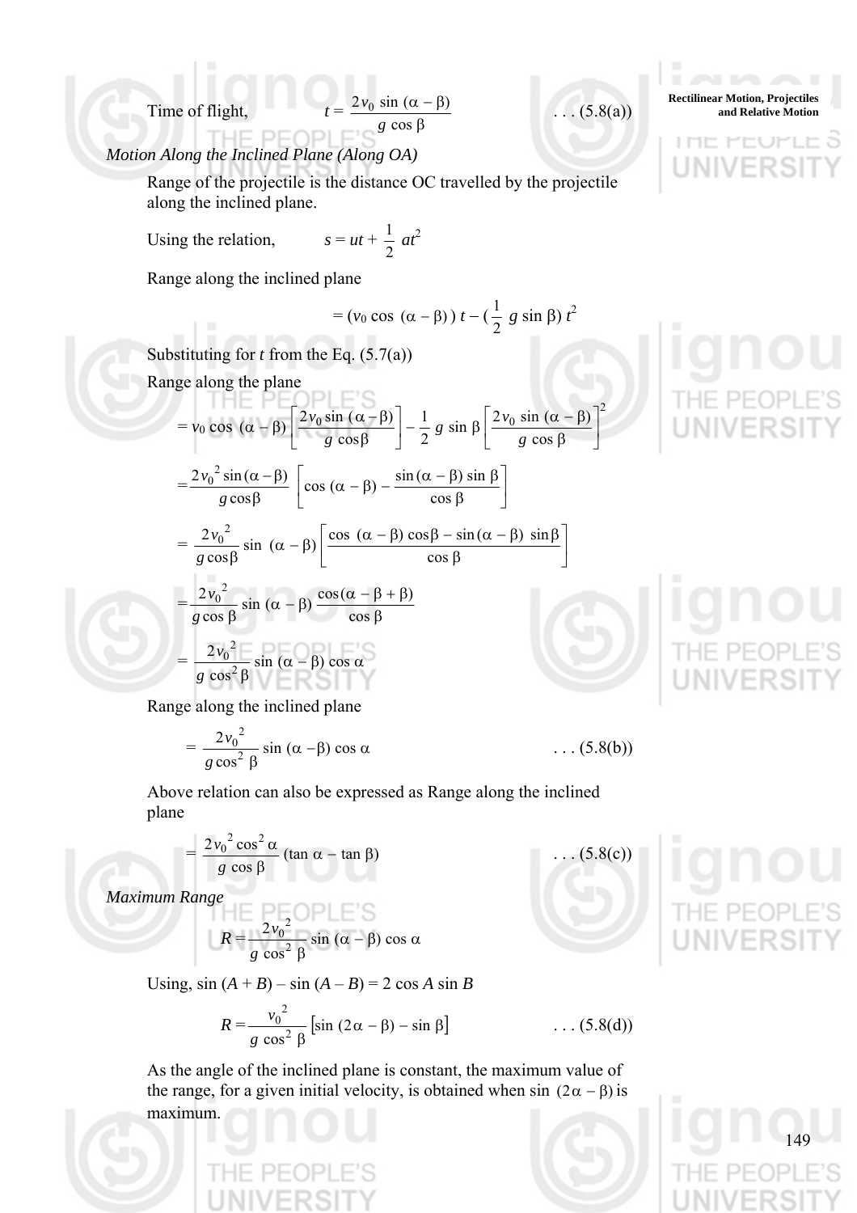Time of flight, $$t = \frac{2v_0 \sin(\alpha - \beta)}{g \cos \beta} \qquad \ldots (5.8(a))$$

*Motion Along the Inclined Plane (Along OA)*

Range of the projectile is the distance OC travelled by the projectile along the inclined plane.

Using the relation, $s = ut + \frac{1}{2} at^2$

Range along the inclined plane

$$= (v_0 \cos(\alpha - \beta))\, t - (\tfrac{1}{2}\, g \sin \beta)\, t^2$$

Substituting for $t$ from the Eq. (5.7(a))

Range along the plane

$$= v_0 \cos(\alpha - \beta) \left[\frac{2v_0 \sin(\alpha - \beta)}{g \cos\beta}\right] - \frac{1}{2} g \sin \beta \left[\frac{2v_0 \sin(\alpha - \beta)}{g \cos \beta}\right]^2$$

$$= \frac{2{v_0}^2 \sin(\alpha - \beta)}{g \cos\beta} \left[\cos(\alpha - \beta) - \frac{\sin(\alpha - \beta) \sin \beta}{\cos \beta}\right]$$

$$= \frac{2{v_0}^2}{g \cos\beta} \sin(\alpha - \beta) \left[\frac{\cos(\alpha - \beta)\cos\beta - \sin(\alpha - \beta)\sin\beta}{\cos \beta}\right]$$

$$= \frac{2{v_0}^2}{g \cos \beta} \sin(\alpha - \beta)\, \frac{\cos(\alpha - \beta + \beta)}{\cos \beta}$$

$$= \frac{2{v_0}^2}{g \cos^2 \beta} \sin(\alpha - \beta) \cos \alpha$$

Range along the inclined plane

$$= \frac{2{v_0}^2}{g \cos^2 \beta} \sin(\alpha - \beta) \cos \alpha \qquad \ldots (5.8(b))$$

Above relation can also be expressed as Range along the inclined plane

$$= \frac{2{v_0}^2 \cos^2 \alpha}{g \cos \beta} (\tan \alpha - \tan \beta) \qquad \ldots (5.8(c))$$

*Maximum Range*

$$R = \frac{2{v_0}^2}{g \cos^2 \beta} \sin(\alpha - \beta) \cos \alpha$$

Using, $\sin(A + B) - \sin(A - B) = 2 \cos A \sin B$

$$R = \frac{{v_0}^2}{g \cos^2 \beta} \left[\sin(2\alpha - \beta) - \sin \beta\right] \qquad \ldots (5.8(d))$$

As the angle of the inclined plane is constant, the maximum value of the range, for a given initial velocity, is obtained when $\sin(2\alpha - \beta)$ is maximum.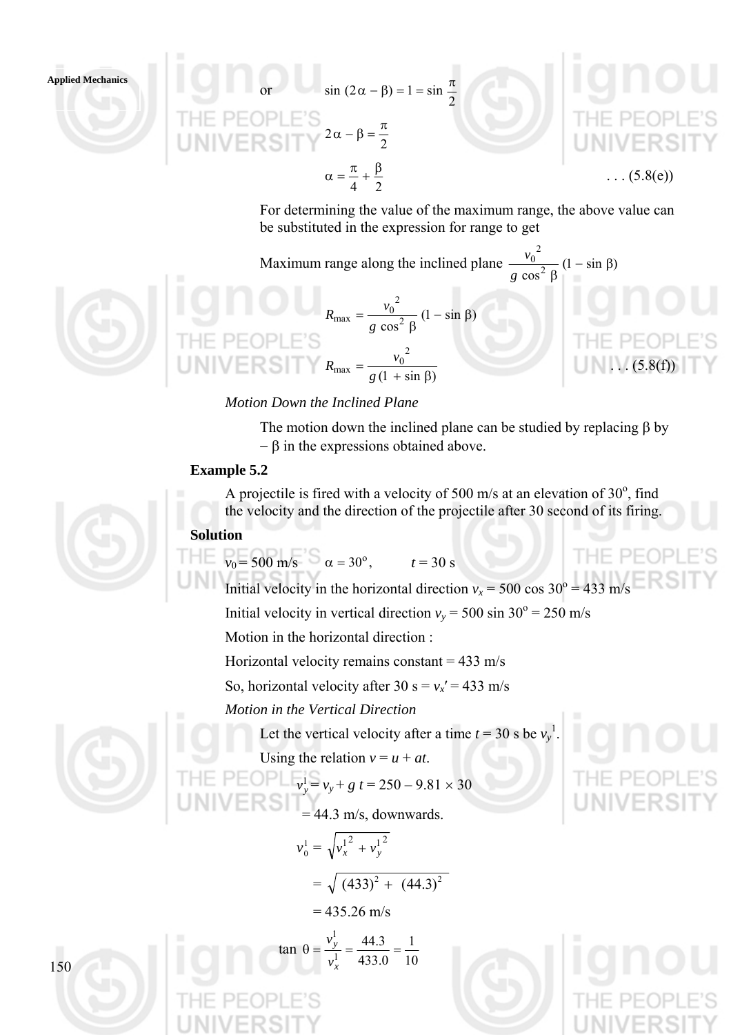or $$\sin (2\alpha - \beta) = 1 = \sin \frac{\pi}{2}$$

$$2\alpha - \beta = \frac{\pi}{2}$$

$$\alpha = \frac{\pi}{4} + \frac{\beta}{2} \qquad \ldots (5.8(e))$$

For determining the value of the maximum range, the above value can be substituted in the expression for range to get

Maximum range along the inclined plane $\dfrac{v_0^{\,2}}{g \cos^2 \beta} (1 - \sin \beta)$

$$R_{\max} = \frac{v_0^{\,2}}{g \cos^2 \beta} (1 - \sin \beta)$$

$$R_{\max} = \frac{v_0^{\,2}}{g (1 + \sin \beta)} \qquad \ldots (5.8(f))$$

*Motion Down the Inclined Plane*

The motion down the inclined plane can be studied by replacing β by − β in the expressions obtained above.

**Example 5.2**

A projectile is fired with a velocity of 500 m/s at an elevation of 30°, find the velocity and the direction of the projectile after 30 second of its firing.

**Solution**

$v_0 = 500$ m/s $\quad \alpha = 30^\text{o}, \qquad t = 30$ s

Initial velocity in the horizontal direction $v_x = 500 \cos 30^\text{o} = 433$ m/s

Initial velocity in vertical direction $v_y = 500 \sin 30^\text{o} = 250$ m/s

Motion in the horizontal direction :

Horizontal velocity remains constant = 433 m/s

So, horizontal velocity after 30 s = $v_x' = 433$ m/s

*Motion in the Vertical Direction*

Let the vertical velocity after a time $t = 30$ s be $v_y^1$.

Using the relation $v = u + at$.

$$v_y^1 = v_y + g\, t = 250 - 9.81 \times 30$$

$$= 44.3 \text{ m/s, downwards.}$$

$$v_0^1 = \sqrt{{v_x^1}^2 + {v_y^1}^2}$$

$$= \sqrt{(433)^2 + (44.3)^2}$$

$$= 435.26 \text{ m/s}$$

$$\tan \theta = \frac{v_y^1}{v_x^1} = \frac{44.3}{433.0} = \frac{1}{10}$$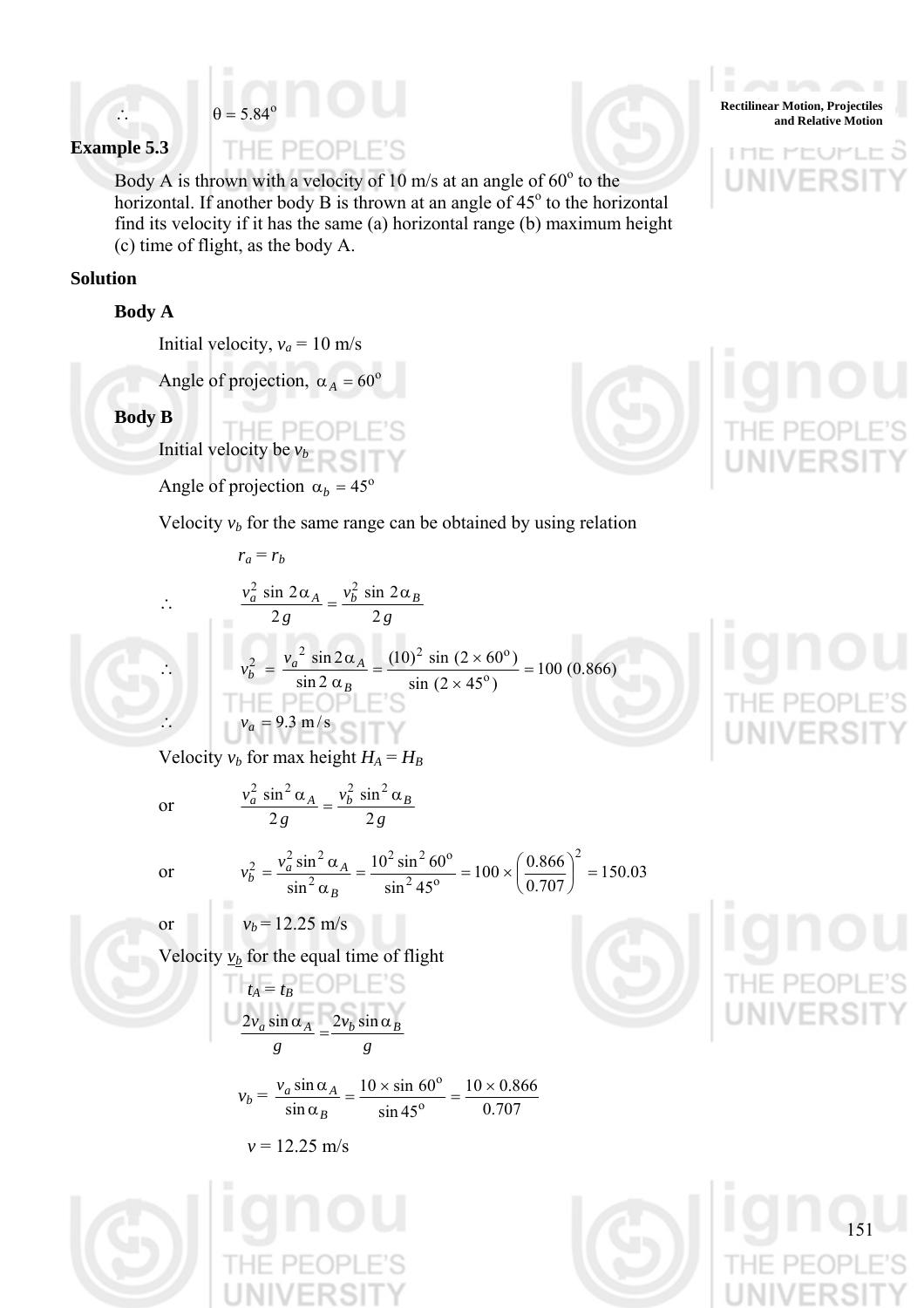$\therefore \quad \theta = 5.84^{o}$

### Example 5.3

Body A is thrown with a velocity of 10 m/s at an angle of 60$^{o}$ to the horizontal. If another body B is thrown at an angle of 45$^{o}$ to the horizontal find its velocity if it has the same (a) horizontal range (b) maximum height (c) time of flight, as the body A.

### Solution

**Body A**

Initial velocity, $v_a = 10$ m/s

Angle of projection, $\alpha_A = 60^{o}$

**Body B**

Initial velocity be $v_b$

Angle of projection $\alpha_b = 45^{o}$

Velocity $v_b$ for the same range can be obtained by using relation

$$r_a = r_b$$

$$\therefore \quad \frac{v_a^2 \sin 2\alpha_A}{2g} = \frac{v_b^2 \sin 2\alpha_B}{2g}$$

$$\therefore \quad v_b^2 = \frac{{v_a}^2 \sin 2\alpha_A}{\sin 2\alpha_B} = \frac{(10)^2 \sin (2 \times 60^{o})}{\sin (2 \times 45^{o})} = 100\ (0.866)$$

$$\therefore \quad v_a = 9.3 \text{ m/s}$$

Velocity $v_b$ for max height $H_A = H_B$

$$\text{or} \quad \frac{v_a^2 \sin^2 \alpha_A}{2g} = \frac{v_b^2 \sin^2 \alpha_B}{2g}$$

$$\text{or} \quad v_b^2 = \frac{v_a^2 \sin^2 \alpha_A}{\sin^2 \alpha_B} = \frac{10^2 \sin^2 60^{o}}{\sin^2 45^{o}} = 100 \times \left(\frac{0.866}{0.707}\right)^2 = 150.03$$

$$\text{or} \quad v_b = 12.25 \text{ m/s}$$

Velocity $\underline{v_b}$ for the equal time of flight

$$t_A = t_B$$

$$\frac{2v_a \sin \alpha_A}{g} = \frac{2v_b \sin \alpha_B}{g}$$

$$v_b = \frac{v_a \sin \alpha_A}{\sin \alpha_B} = \frac{10 \times \sin 60^{o}}{\sin 45^{o}} = \frac{10 \times 0.866}{0.707}$$

$$v = 12.25 \text{ m/s}$$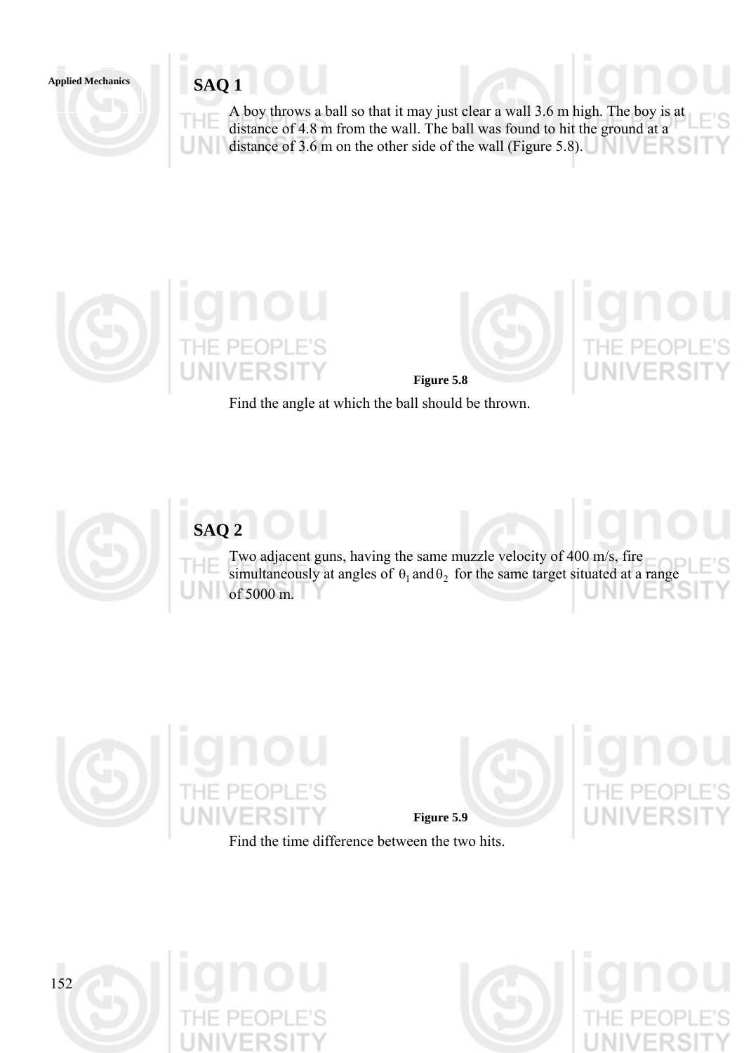## SAQ 1

A boy throws a ball so that it may just clear a wall 3.6 m high. The boy is at distance of 4.8 m from the wall. The ball was found to hit the ground at a distance of 3.6 m on the other side of the wall (Figure 5.8).

**Figure 5.8**

Find the angle at which the ball should be thrown.

## SAQ 2

Two adjacent guns, having the same muzzle velocity of 400 m/s, fire simultaneously at angles of $\theta_1$ and $\theta_2$ for the same target situated at a range of 5000 m.

**Figure 5.9**

Find the time difference between the two hits.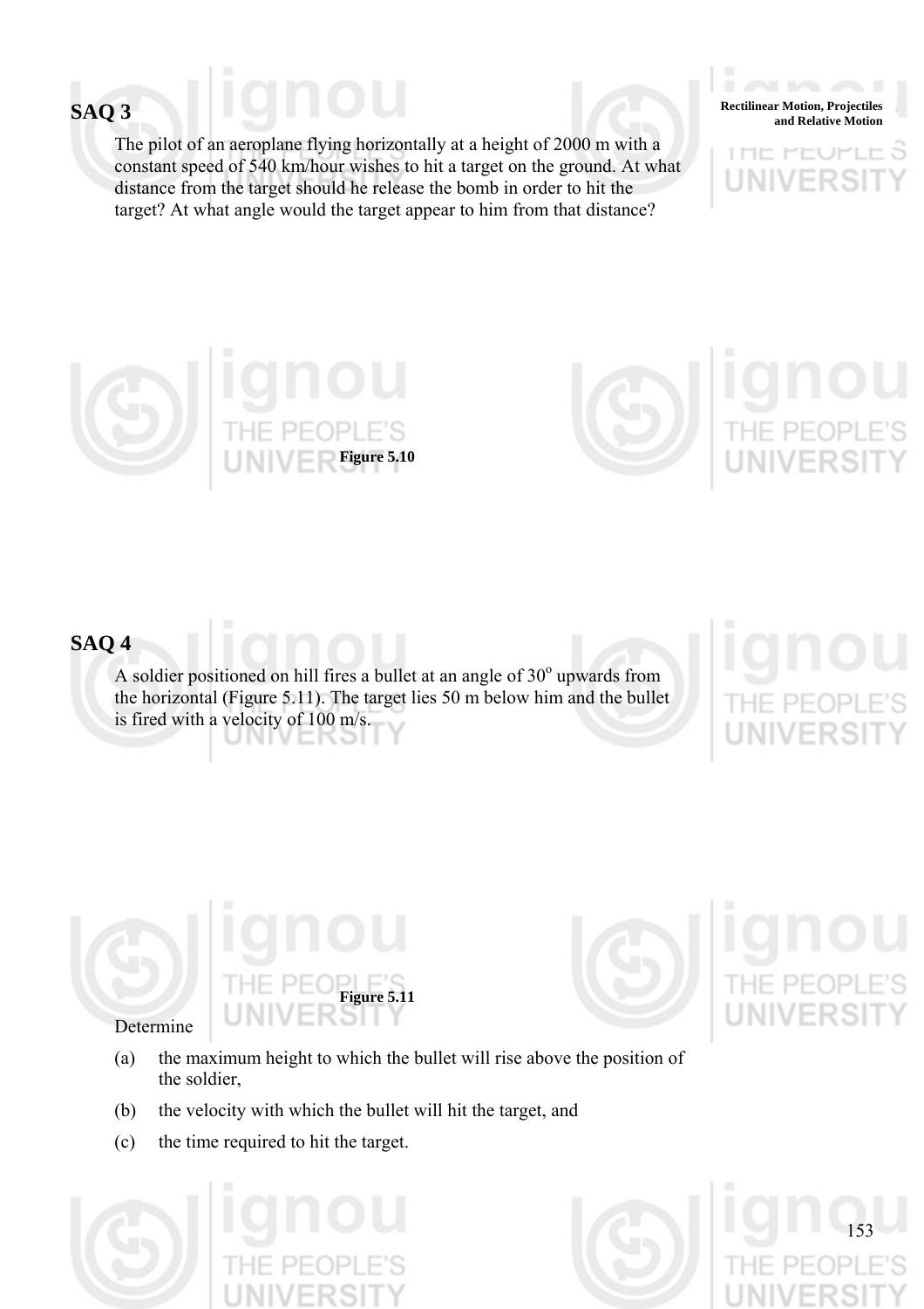## SAQ 3

The pilot of an aeroplane flying horizontally at a height of 2000 m with a constant speed of 540 km/hour wishes to hit a target on the ground. At what distance from the target should he release the bomb in order to hit the target? At what angle would the target appear to him from that distance?

**Figure 5.10**

## SAQ 4

A soldier positioned on hill fires a bullet at an angle of $30^o$ upwards from the horizontal (Figure 5.11). The target lies 50 m below him and the bullet is fired with a velocity of 100 m/s.

**Figure 5.11**

Determine

(a) the maximum height to which the bullet will rise above the position of the soldier,

(b) the velocity with which the bullet will hit the target, and

(c) the time required to hit the target.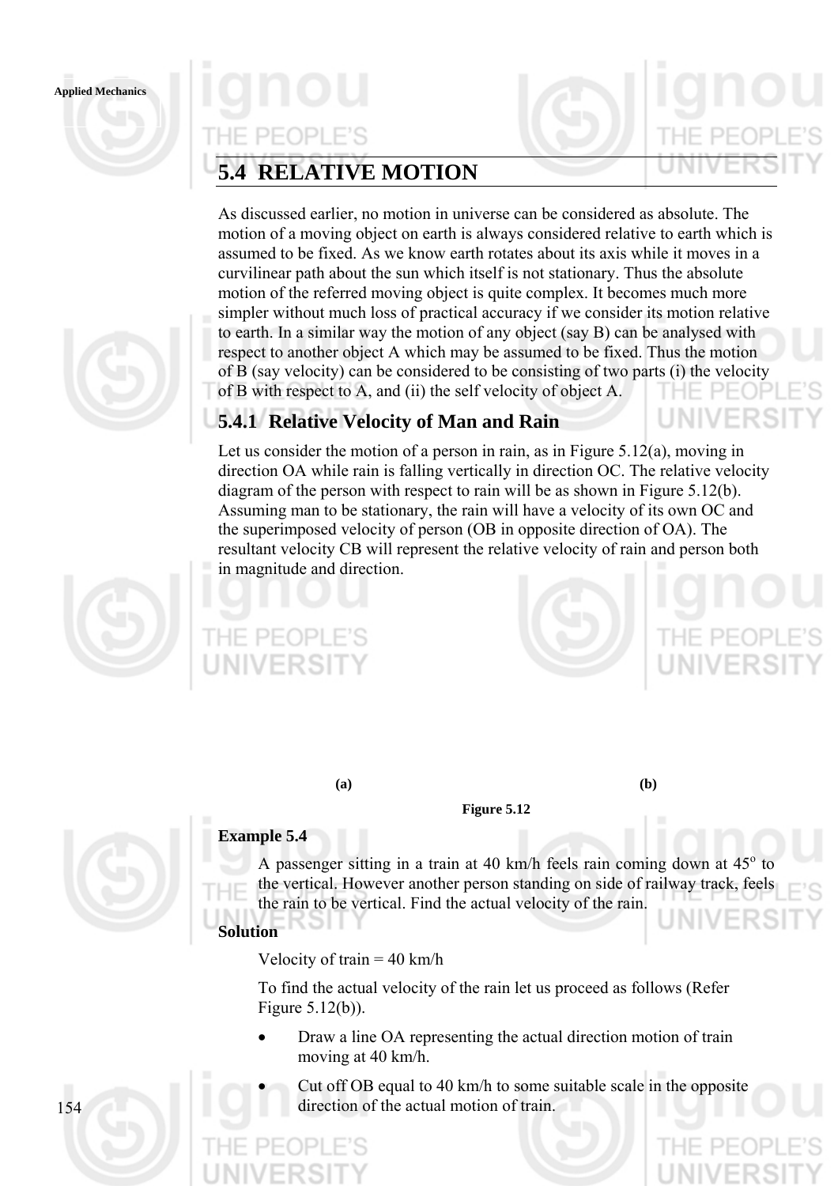## 5.4 RELATIVE MOTION

As discussed earlier, no motion in universe can be considered as absolute. The motion of a moving object on earth is always considered relative to earth which is assumed to be fixed. As we know earth rotates about its axis while it moves in a curvilinear path about the sun which itself is not stationary. Thus the absolute motion of the referred moving object is quite complex. It becomes much more simpler without much loss of practical accuracy if we consider its motion relative to earth. In a similar way the motion of any object (say B) can be analysed with respect to another object A which may be assumed to be fixed. Thus the motion of B (say velocity) can be considered to be consisting of two parts (i) the velocity of B with respect to A, and (ii) the self velocity of object A.

### 5.4.1 Relative Velocity of Man and Rain

Let us consider the motion of a person in rain, as in Figure 5.12(a), moving in direction OA while rain is falling vertically in direction OC. The relative velocity diagram of the person with respect to rain will be as shown in Figure 5.12(b). Assuming man to be stationary, the rain will have a velocity of its own OC and the superimposed velocity of person (OB in opposite direction of OA). The resultant velocity CB will represent the relative velocity of rain and person both in magnitude and direction.

(a) (b)

**Figure 5.12**

**Example 5.4**

A passenger sitting in a train at 40 km/h feels rain coming down at 45° to the vertical. However another person standing on side of railway track, feels the rain to be vertical. Find the actual velocity of the rain.

**Solution**

Velocity of train = 40 km/h

To find the actual velocity of the rain let us proceed as follows (Refer Figure 5.12(b)).

- Draw a line OA representing the actual direction motion of train moving at 40 km/h.
- Cut off OB equal to 40 km/h to some suitable scale in the opposite direction of the actual motion of train.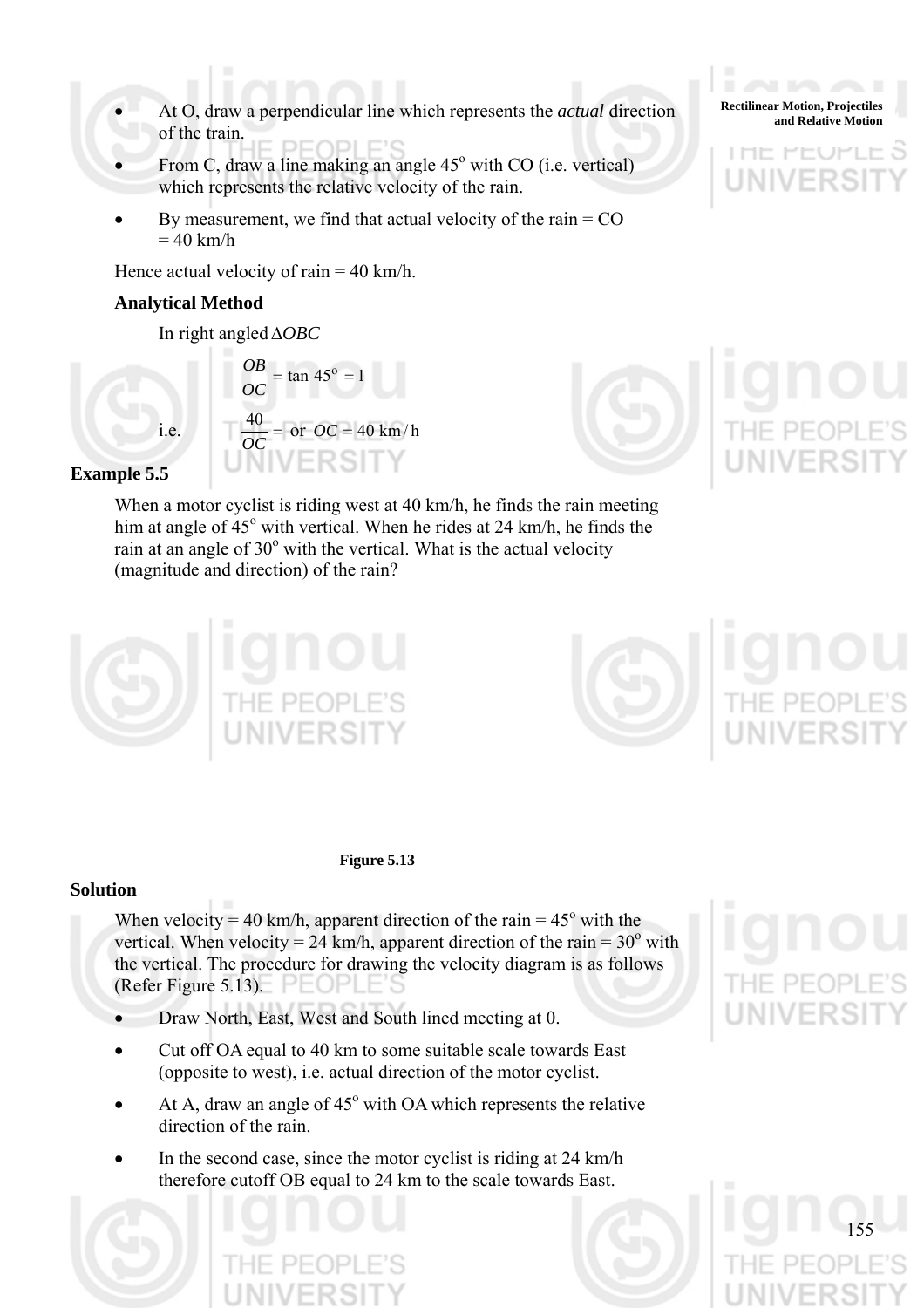- At O, draw a perpendicular line which represents the *actual* direction of the train.
- From C, draw a line making an angle $45^o$ with CO (i.e. vertical) which represents the relative velocity of the rain.
- By measurement, we find that actual velocity of the rain = CO = 40 km/h

Hence actual velocity of rain = 40 km/h.

### Analytical Method

In right angled $\Delta OBC$

$$\frac{OB}{OC} = \tan 45^o = 1$$

i.e.

$$\frac{40}{OC} = \text{ or } OC = 40 \text{ km/h}$$

### Example 5.5

When a motor cyclist is riding west at 40 km/h, he finds the rain meeting him at angle of $45^o$ with vertical. When he rides at 24 km/h, he finds the rain at an angle of $30^o$ with the vertical. What is the actual velocity (magnitude and direction) of the rain?

**Figure 5.13**

### Solution

When velocity = 40 km/h, apparent direction of the rain = $45^o$ with the vertical. When velocity = 24 km/h, apparent direction of the rain = $30^o$ with the vertical. The procedure for drawing the velocity diagram is as follows (Refer Figure 5.13).

- Draw North, East, West and South lined meeting at 0.
- Cut off OA equal to 40 km to some suitable scale towards East (opposite to west), i.e. actual direction of the motor cyclist.
- At A, draw an angle of $45^o$ with OA which represents the relative direction of the rain.
- In the second case, since the motor cyclist is riding at 24 km/h therefore cutoff OB equal to 24 km to the scale towards East.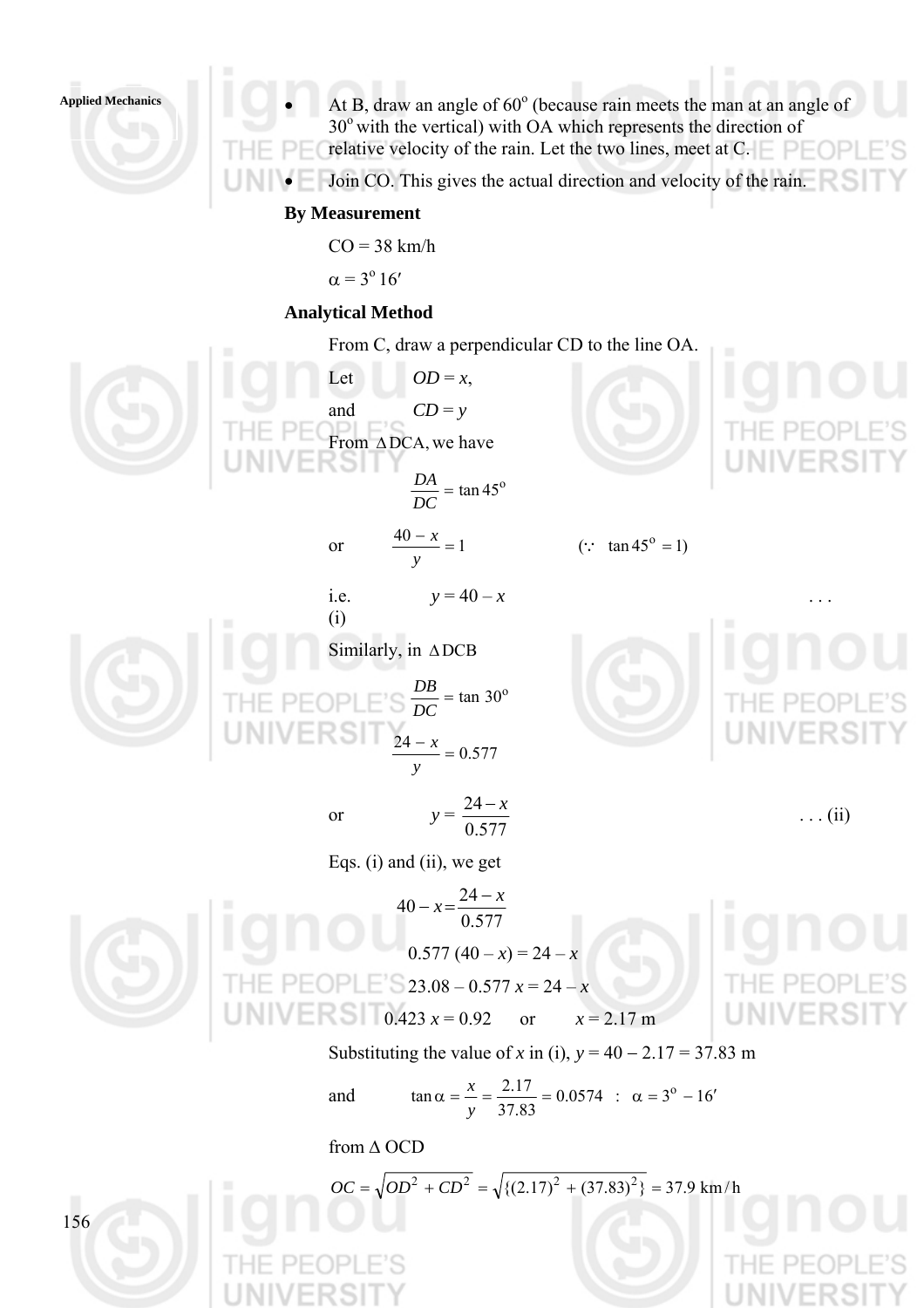- At B, draw an angle of 60° (because rain meets the man at an angle of 30° with the vertical) with OA which represents the direction of relative velocity of the rain. Let the two lines, meet at C.
- Join CO. This gives the actual direction and velocity of the rain.

**By Measurement**

CO = 38 km/h

$\alpha = 3^{o}\,16'$

**Analytical Method**

From C, draw a perpendicular CD to the line OA.

Let $OD = x$,

and $CD = y$

From $\Delta$DCA, we have

$$\frac{DA}{DC} = \tan 45^{o}$$

or $$\frac{40 - x}{y} = 1 \qquad (\because \tan 45^{o} = 1)$$

i.e. $$y = 40 - x \qquad \ldots (i)$$

Similarly, in $\Delta$DCB

$$\frac{DB}{DC} = \tan 30^{o}$$

$$\frac{24 - x}{y} = 0.577$$

or $$y = \frac{24 - x}{0.577} \qquad \ldots (ii)$$

Eqs. (i) and (ii), we get

$$40 - x = \frac{24 - x}{0.577}$$

$$0.577\,(40 - x) = 24 - x$$

$$23.08 - 0.577\,x = 24 - x$$

$$0.423\,x = 0.92 \quad \text{or} \quad x = 2.17 \text{ m}$$

Substituting the value of $x$ in (i), $y = 40 - 2.17 = 37.83$ m

and $$\tan \alpha = \frac{x}{y} = \frac{2.17}{37.83} = 0.0574 \;:\; \alpha = 3^{o} - 16'$$

from $\Delta$ OCD

$$OC = \sqrt{OD^2 + CD^2} = \sqrt{\{(2.17)^2 + (37.83)^2\}} = 37.9 \text{ km/h}$$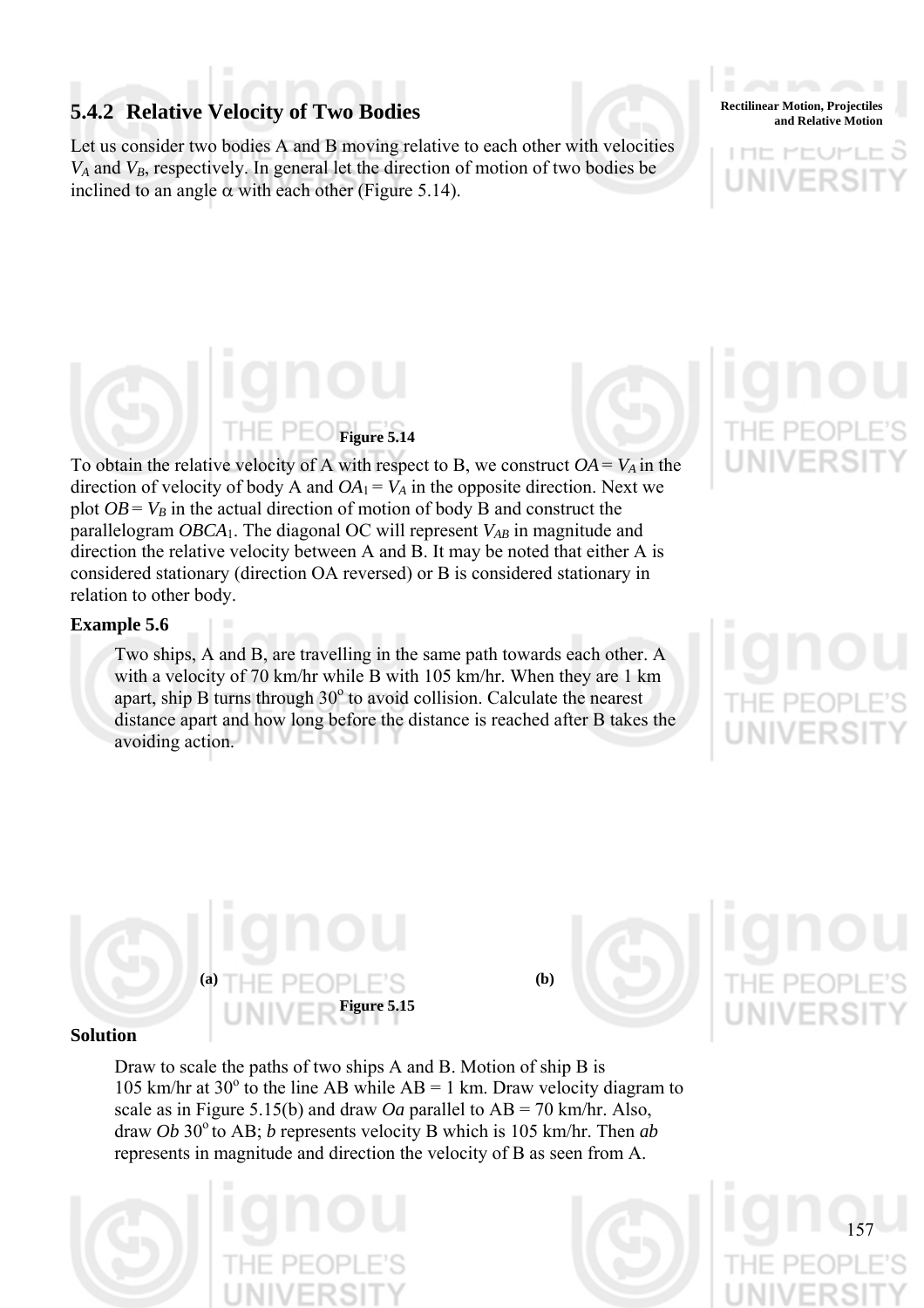### 5.4.2 Relative Velocity of Two Bodies

Let us consider two bodies A and B moving relative to each other with velocities $V_A$ and $V_B$, respectively. In general let the direction of motion of two bodies be inclined to an angle $\alpha$ with each other (Figure 5.14).

Figure 5.14

To obtain the relative velocity of A with respect to B, we construct $OA = V_A$ in the direction of velocity of body A and $OA_1 = V_A$ in the opposite direction. Next we plot $OB = V_B$ in the actual direction of motion of body B and construct the parallelogram $OBCA_1$. The diagonal OC will represent $V_{AB}$ in magnitude and direction the relative velocity between A and B. It may be noted that either A is considered stationary (direction OA reversed) or B is considered stationary in relation to other body.

**Example 5.6**

Two ships, A and B, are travelling in the same path towards each other. A with a velocity of 70 km/hr while B with 105 km/hr. When they are 1 km apart, ship B turns through $30^o$ to avoid collision. Calculate the nearest distance apart and how long before the distance is reached after B takes the avoiding action.

**(a)** **(b)**

**Figure 5.15**

**Solution**

Draw to scale the paths of two ships A and B. Motion of ship B is 105 km/hr at $30^o$ to the line AB while AB = 1 km. Draw velocity diagram to scale as in Figure 5.15(b) and draw *Oa* parallel to AB = 70 km/hr. Also, draw *Ob* $30^o$ to AB; *b* represents velocity B which is 105 km/hr. Then *ab* represents in magnitude and direction the velocity of B as seen from A.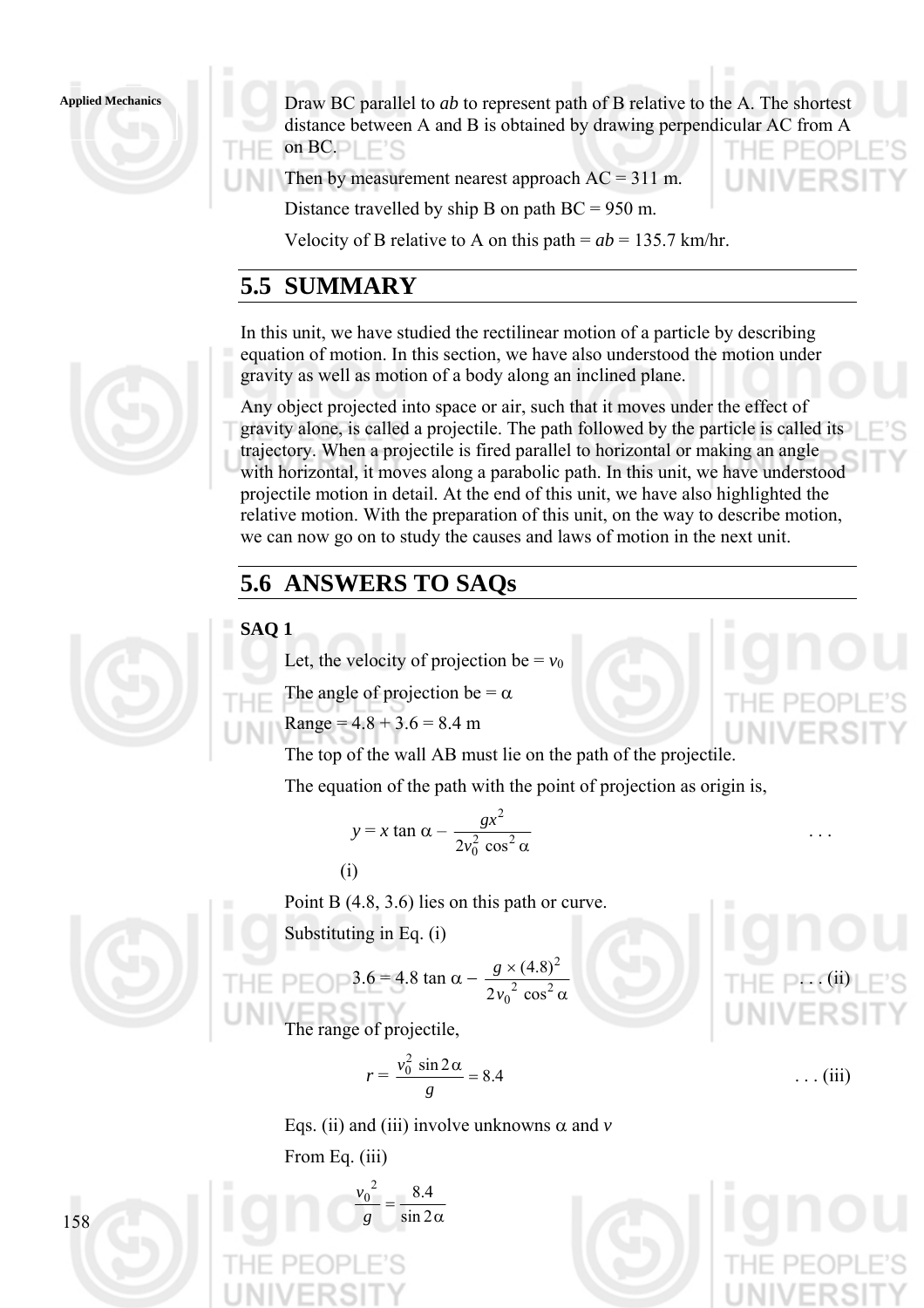Draw BC parallel to *ab* to represent path of B relative to the A. The shortest distance between A and B is obtained by drawing perpendicular AC from A on BC.

Then by measurement nearest approach AC = 311 m.

Distance travelled by ship B on path BC = 950 m.

Velocity of B relative to A on this path = *ab* = 135.7 km/hr.

## 5.5 SUMMARY

In this unit, we have studied the rectilinear motion of a particle by describing equation of motion. In this section, we have also understood the motion under gravity as well as motion of a body along an inclined plane.

Any object projected into space or air, such that it moves under the effect of gravity alone, is called a projectile. The path followed by the particle is called its trajectory. When a projectile is fired parallel to horizontal or making an angle with horizontal, it moves along a parabolic path. In this unit, we have understood projectile motion in detail. At the end of this unit, we have also highlighted the relative motion. With the preparation of this unit, on the way to describe motion, we can now go on to study the causes and laws of motion in the next unit.

## 5.6 ANSWERS TO SAQs

**SAQ 1**

Let, the velocity of projection be = $v_0$

The angle of projection be = $\alpha$

Range = 4.8 + 3.6 = 8.4 m

The top of the wall AB must lie on the path of the projectile.

The equation of the path with the point of projection as origin is,

$$y = x \tan \alpha - \frac{g x^2}{2 v_0^2 \cos^2 \alpha} \qquad \ldots \text{(i)}$$

Point B (4.8, 3.6) lies on this path or curve.

Substituting in Eq. (i)

$$3.6 = 4.8 \tan \alpha - \frac{g \times (4.8)^2}{2 {v_0}^2 \cos^2 \alpha} \qquad \ldots \text{(ii)}$$

The range of projectile,

$$r = \frac{v_0^2 \sin 2\alpha}{g} = 8.4 \qquad \ldots \text{(iii)}$$

Eqs. (ii) and (iii) involve unknowns $\alpha$ and $v$

From Eq. (iii)

$$\frac{{v_0}^2}{g} = \frac{8.4}{\sin 2\alpha}$$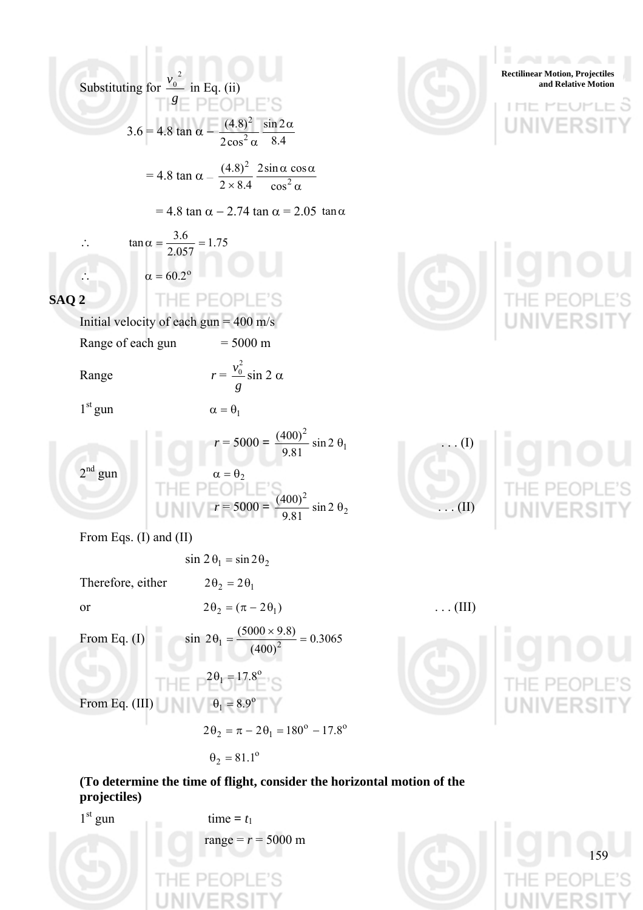Substituting for $\frac{v_0^{\ 2}}{g}$ in Eq. (ii)

$$3.6 = 4.8 \tan \alpha - \frac{(4.8)^2}{2\cos^2 \alpha} \frac{\sin 2\alpha}{8.4}$$

$$= 4.8 \tan \alpha - \frac{(4.8)^2}{2 \times 8.4} \frac{2\sin \alpha \cos \alpha}{\cos^2 \alpha}$$

$$= 4.8 \tan \alpha - 2.74 \tan \alpha = 2.05 \tan \alpha$$

$$\therefore \qquad \tan \alpha = \frac{3.6}{2.057} = 1.75$$

$$\therefore \qquad \alpha = 60.2^{\circ}$$

**SAQ 2**

Initial velocity of each gun = 400 m/s

Range of each gun = 5000 m

Range $\qquad r = \frac{v_0^2}{g} \sin 2\alpha$

$1^{st}$ gun $\qquad \alpha = \theta_1$

$$r = 5000 = \frac{(400)^2}{9.81} \sin 2\theta_1 \qquad \text{. . . (I)}$$

$2^{nd}$ gun $\qquad \alpha = \theta_2$

$$r = 5000 = \frac{(400)^2}{9.81} \sin 2\theta_2 \qquad \text{. . . (II)}$$

From Eqs. (I) and (II)

$$\sin 2\theta_1 = \sin 2\theta_2$$

Therefore, either $\qquad 2\theta_2 = 2\theta_1$

or $\qquad 2\theta_2 = (\pi - 2\theta_1) \qquad$ . . . (III)

From Eq. (I) $\qquad \sin 2\theta_1 = \frac{(5000 \times 9.8)}{(400)^2} = 0.3065$

$$2\theta_1 = 17.8^{\circ}$$

From Eq. (III) $\qquad \theta_1 = 8.9^{\circ}$

$$2\theta_2 = \pi - 2\theta_1 = 180^{\circ} - 17.8^{\circ}$$

$$\theta_2 = 81.1^{\circ}$$

**(To determine the time of flight, consider the horizontal motion of the projectiles)**

$1^{st}$ gun $\qquad$ time = $t_1$

range = $r$ = 5000 m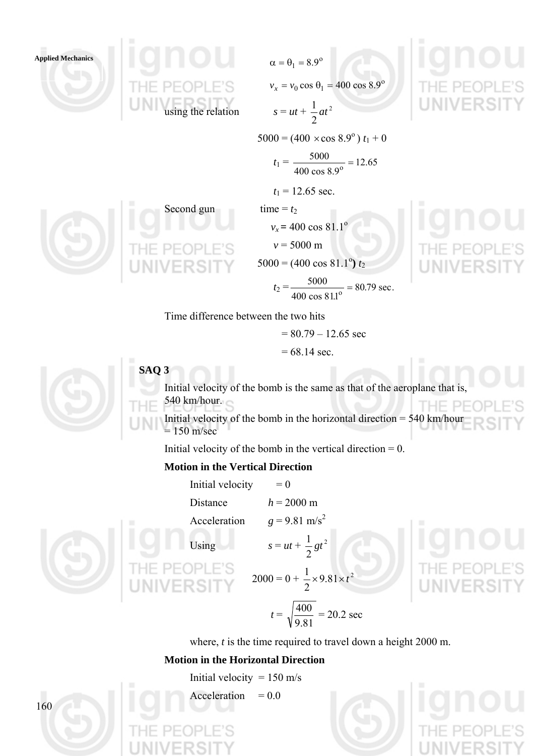$$\alpha = \theta_1 = 8.9^o$$

$$v_x = v_0 \cos \theta_1 = 400 \cos 8.9^o$$

using the relation $\quad s = ut + \frac{1}{2} at^2$

$$5000 = (400 \times \cos 8.9^o)\, t_1 + 0$$

$$t_1 = \frac{5000}{400 \cos 8.9^o} = 12.65$$

$$t_1 = 12.65 \text{ sec.}$$

Second gun $\quad$ time = $t_2$

$$v_x = 400 \cos 81.1^o$$

$$v = 5000 \text{ m}$$

$$5000 = (400 \cos 81.1^o)\, t_2$$

$$t_2 = \frac{5000}{400 \cos 81.1^o} = 80.79 \text{ sec}.$$

Time difference between the two hits

$$= 80.79 - 12.65 \text{ sec}$$

$$= 68.14 \text{ sec.}$$

**SAQ 3**

Initial velocity of the bomb is the same as that of the aeroplane that is, 540 km/hour.

Initial velocity of the bomb in the horizontal direction = 540 km/hour = 150 m/sec

Initial velocity of the bomb in the vertical direction = 0.

**Motion in the Vertical Direction**

Initial velocity $= 0$

Distance $\quad h = 2000$ m

Acceleration $\quad g = 9.81$ m/s$^2$

Using $\quad s = ut + \frac{1}{2} gt^2$

$$2000 = 0 + \frac{1}{2} \times 9.81 \times t^2$$

$$t = \sqrt{\frac{400}{9.81}} = 20.2 \text{ sec}$$

where, $t$ is the time required to travel down a height 2000 m.

**Motion in the Horizontal Direction**

Initial velocity $= 150$ m/s

Acceleration $= 0.0$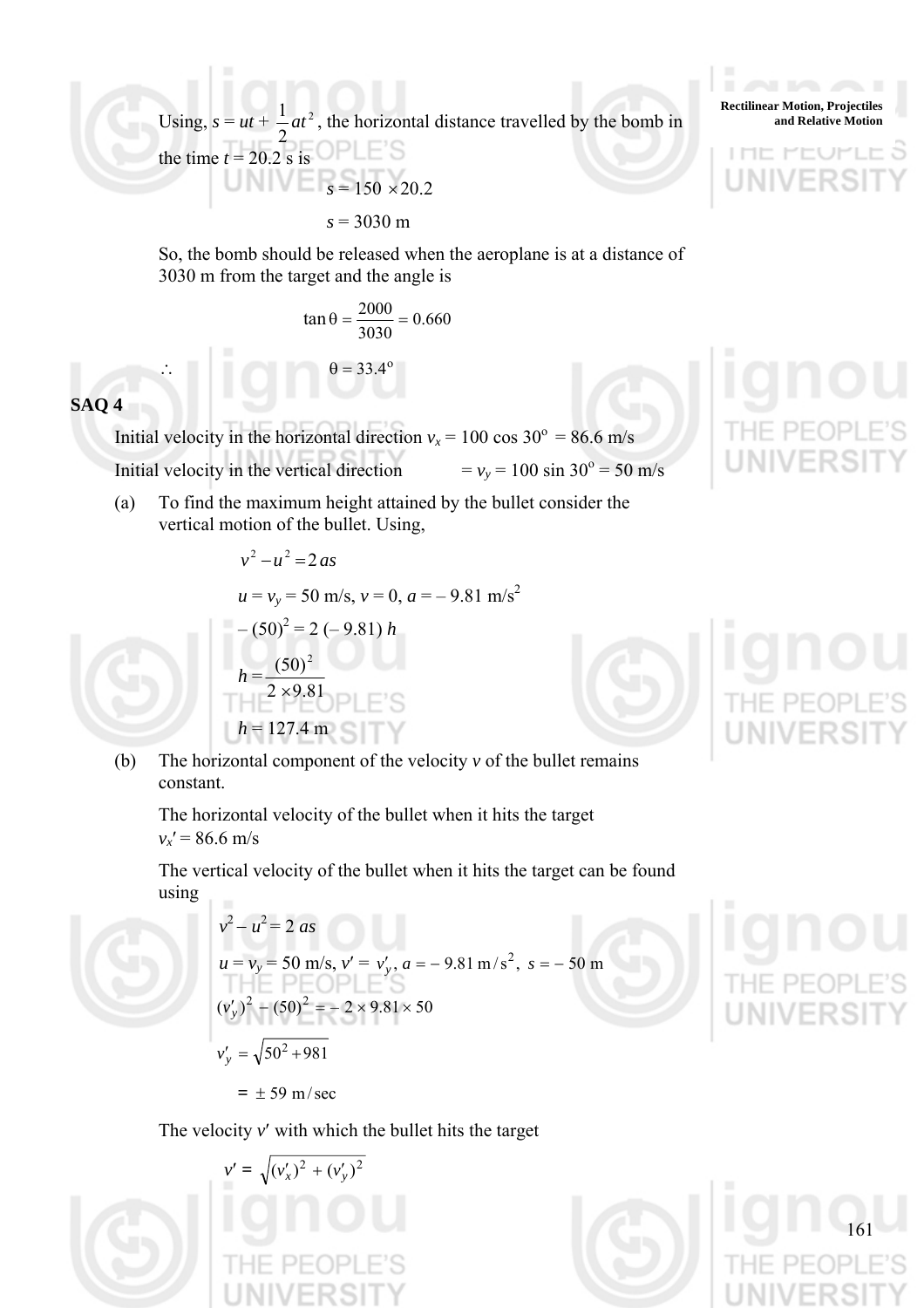Using, $s = ut + \frac{1}{2}at^2$, the horizontal distance travelled by the bomb in the time $t$ = 20.2 s is

$$s = 150 \times 20.2$$

$$s = 3030 \text{ m}$$

So, the bomb should be released when the aeroplane is at a distance of 3030 m from the target and the angle is

$$\tan\theta = \frac{2000}{3030} = 0.660$$

$$\therefore \qquad \theta = 33.4^{\circ}$$

**SAQ 4**

Initial velocity in the horizontal direction $v_x = 100 \cos 30^{\circ} = 86.6$ m/s

Initial velocity in the vertical direction $= v_y = 100 \sin 30^{\circ} = 50$ m/s

(a) To find the maximum height attained by the bullet consider the vertical motion of the bullet. Using,

$$v^2 - u^2 = 2as$$

$$u = v_y = 50 \text{ m/s}, \; v = 0, \; a = -9.81 \text{ m/s}^2$$

$$-(50)^2 = 2(-9.81)\,h$$

$$h = \frac{(50)^2}{2 \times 9.81}$$

$$h = 127.4 \text{ m}$$

(b) The horizontal component of the velocity $v$ of the bullet remains constant.

The horizontal velocity of the bullet when it hits the target $v_x' = 86.6$ m/s

The vertical velocity of the bullet when it hits the target can be found using

$$v^2 - u^2 = 2as$$

$$u = v_y = 50 \text{ m/s}, \; v' = v_y', \; a = -9.81 \text{ m/s}^2, \; s = -50 \text{ m}$$

$$(v_y')^2 - (50)^2 = -2 \times 9.81 \times 50$$

$$v_y' = \sqrt{50^2 + 981}$$

$$= \pm 59 \text{ m/sec}$$

The velocity $v'$ with which the bullet hits the target

$$v' = \sqrt{(v_x')^2 + (v_y')^2}$$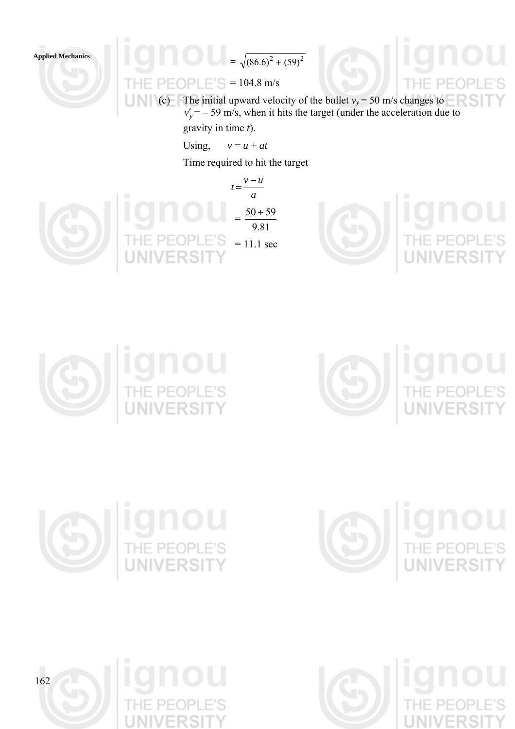$$= \sqrt{(86.6)^2 + (59)^2}$$

$$= 104.8 \text{ m/s}$$

(c) The initial upward velocity of the bullet $v_y = 50$ m/s changes to $v'_y = -59$ m/s, when it hits the target (under the acceleration due to gravity in time $t$).

Using, $v = u + at$

Time required to hit the target

$$t = \frac{v - u}{a}$$

$$= \frac{50 + 59}{9.81}$$

$$= 11.1 \text{ sec}$$